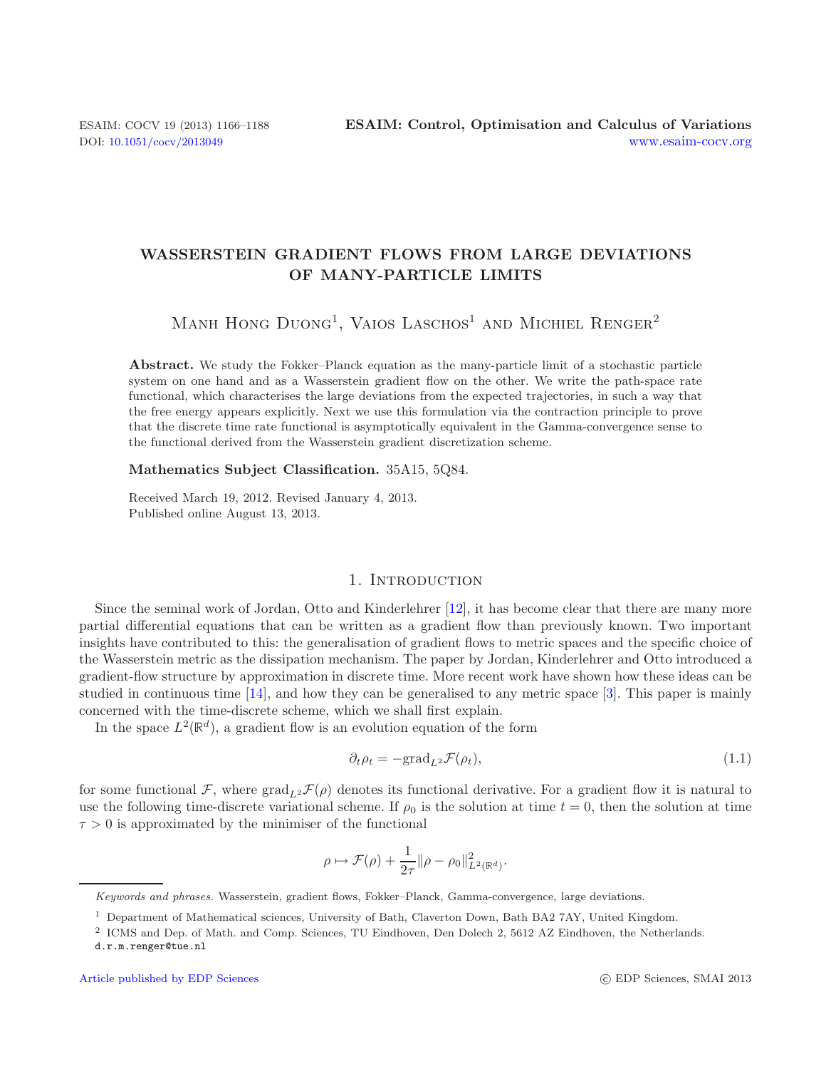# WASSERSTEIN GRADIENT FLOWS FROM LARGE DEVIATIONS OF MANY-PARTICLE LIMITS

Manh Hong Duong[1], Vaios Laschos[1] and Michiel Renger[2]

**Abstract.** We study the Fokker–Planck equation as the many-particle limit of a stochastic particle system on one hand and as a Wasserstein gradient flow on the other. We write the path-space rate functional, which characterises the large deviations from the expected trajectories, in such a way that the free energy appears explicitly. Next we use this formulation via the contraction principle to prove that the discrete time rate functional is asymptotically equivalent in the Gamma-convergence sense to the functional derived from the Wasserstein gradient discretization scheme.

**Mathematics Subject Classification.** 35A15, 5Q84.

Received March 19, 2012. Revised January 4, 2013.
Published online August 13, 2013.

## 1. Introduction

Since the seminal work of Jordan, Otto and Kinderlehrer [12], it has become clear that there are many more partial differential equations that can be written as a gradient flow than previously known. Two important insights have contributed to this: the generalisation of gradient flows to metric spaces and the specific choice of the Wasserstein metric as the dissipation mechanism. The paper by Jordan, Kinderlehrer and Otto introduced a gradient-flow structure by approximation in discrete time. More recent work have shown how these ideas can be studied in continuous time [14], and how they can be generalised to any metric space [3]. This paper is mainly concerned with the time-discrete scheme, which we shall first explain.

In the space $L^2(\mathbb{R}^d)$, a gradient flow is an evolution equation of the form

$$\partial_t \rho_t = -\mathrm{grad}_{L^2} \mathcal{F}(\rho_t), \tag{1.1}$$

for some functional $\mathcal{F}$, where $\mathrm{grad}_{L^2}\mathcal{F}(\rho)$ denotes its functional derivative. For a gradient flow it is natural to use the following time-discrete variational scheme. If $\rho_0$ is the solution at time $t = 0$, then the solution at time $\tau > 0$ is approximated by the minimiser of the functional

$$\rho \mapsto \mathcal{F}(\rho) + \frac{1}{2\tau}\|\rho - \rho_0\|^2_{L^2(\mathbb{R}^d)}.$$

*Keywords and phrases.* Wasserstein, gradient flows, Fokker–Planck, Gamma-convergence, large deviations.

[1] Department of Mathematical sciences, University of Bath, Claverton Down, Bath BA2 7AY, United Kingdom.

[2] ICMS and Dep. of Math. and Comp. Sciences, TU Eindhoven, Den Dolech 2, 5612 AZ Eindhoven, the Netherlands.
d.r.m.renger@tue.nl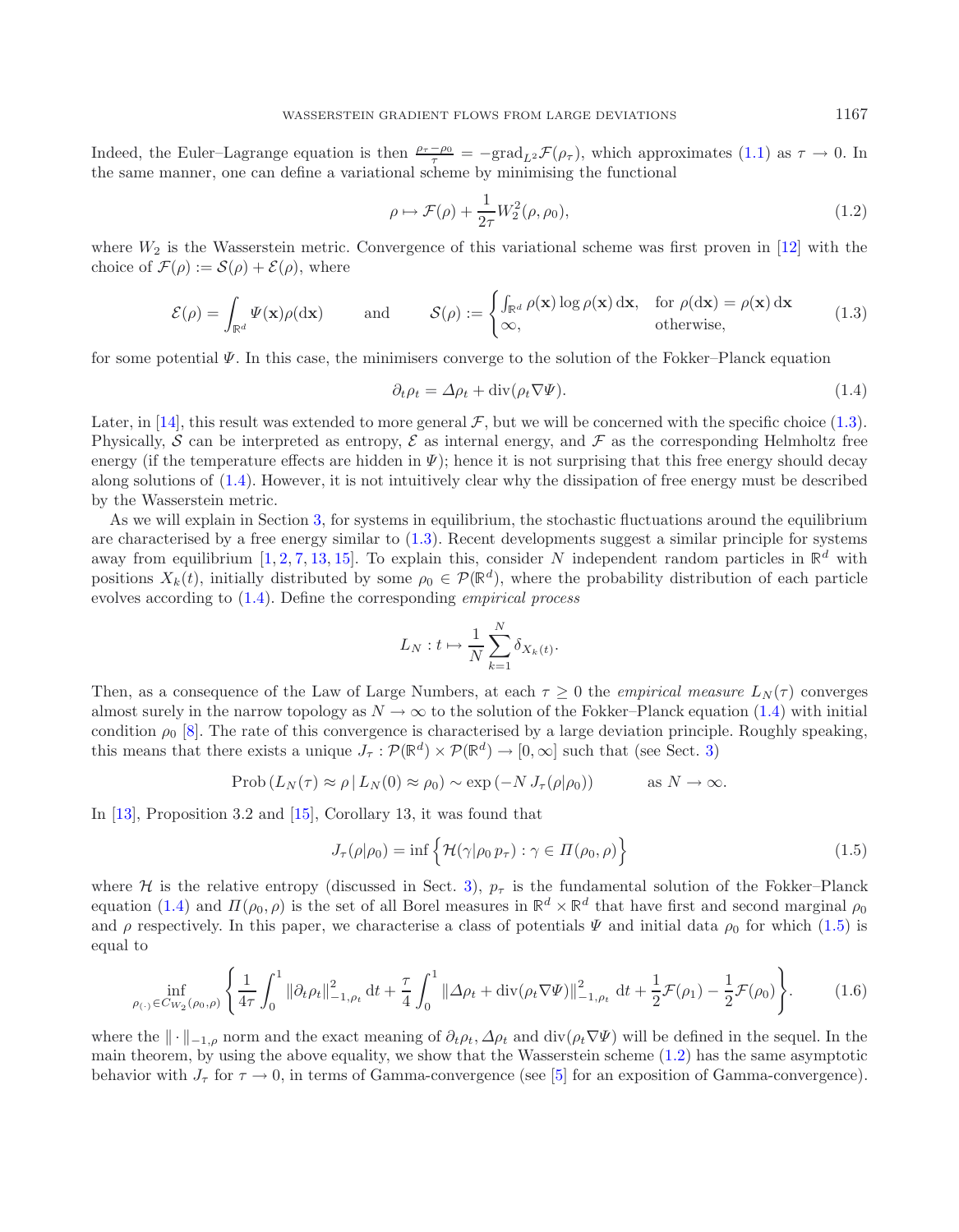Indeed, the Euler–Lagrange equation is then $\frac{\rho_\tau - \rho_0}{\tau} = -\text{grad}_{L^2}\mathcal{F}(\rho_\tau)$, which approximates (1.1) as $\tau \to 0$. In the same manner, one can define a variational scheme by minimising the functional

$$\rho \mapsto \mathcal{F}(\rho) + \frac{1}{2\tau} W_2^2(\rho, \rho_0), \tag{1.2}$$

where $W_2$ is the Wasserstein metric. Convergence of this variational scheme was first proven in [12] with the choice of $\mathcal{F}(\rho) := \mathcal{S}(\rho) + \mathcal{E}(\rho)$, where

$$\mathcal{E}(\rho) = \int_{\mathbb{R}^d} \Psi(\mathbf{x})\rho(\mathrm{d}\mathbf{x}) \qquad \text{and} \qquad \mathcal{S}(\rho) := \begin{cases} \int_{\mathbb{R}^d} \rho(\mathbf{x}) \log \rho(\mathbf{x})\,\mathrm{d}\mathbf{x}, & \text{for } \rho(\mathrm{d}\mathbf{x}) = \rho(\mathbf{x})\,\mathrm{d}\mathbf{x} \\ \infty, & \text{otherwise,} \end{cases} \tag{1.3}$$

for some potential $\Psi$. In this case, the minimisers converge to the solution of the Fokker–Planck equation

$$\partial_t \rho_t = \Delta \rho_t + \mathrm{div}(\rho_t \nabla \Psi). \tag{1.4}$$

Later, in [14], this result was extended to more general $\mathcal{F}$, but we will be concerned with the specific choice (1.3). Physically, $\mathcal{S}$ can be interpreted as entropy, $\mathcal{E}$ as internal energy, and $\mathcal{F}$ as the corresponding Helmholtz free energy (if the temperature effects are hidden in $\Psi$); hence it is not surprising that this free energy should decay along solutions of (1.4). However, it is not intuitively clear why the dissipation of free energy must be described by the Wasserstein metric.

As we will explain in Section 3, for systems in equilibrium, the stochastic fluctuations around the equilibrium are characterised by a free energy similar to (1.3). Recent developments suggest a similar principle for systems away from equilibrium [1, 2, 7, 13, 15]. To explain this, consider $N$ independent random particles in $\mathbb{R}^d$ with positions $X_k(t)$, initially distributed by some $\rho_0 \in \mathcal{P}(\mathbb{R}^d)$, where the probability distribution of each particle evolves according to (1.4). Define the corresponding *empirical process*

$$L_N : t \mapsto \frac{1}{N} \sum_{k=1}^{N} \delta_{X_k(t)}.$$

Then, as a consequence of the Law of Large Numbers, at each $\tau \geq 0$ the *empirical measure* $L_N(\tau)$ converges almost surely in the narrow topology as $N \to \infty$ to the solution of the Fokker–Planck equation (1.4) with initial condition $\rho_0$ [8]. The rate of this convergence is characterised by a large deviation principle. Roughly speaking, this means that there exists a unique $J_\tau : \mathcal{P}(\mathbb{R}^d) \times \mathcal{P}(\mathbb{R}^d) \to [0, \infty]$ such that (see Sect. 3)

$$\text{Prob}\left(L_N(\tau) \approx \rho \,|\, L_N(0) \approx \rho_0\right) \sim \exp\left(-N\, J_\tau(\rho|\rho_0)\right) \qquad \text{as } N \to \infty.$$

In [13], Proposition 3.2 and [15], Corollary 13, it was found that

$$J_\tau(\rho|\rho_0) = \inf\left\{\mathcal{H}(\gamma|\rho_0\, p_\tau) : \gamma \in \Pi(\rho_0, \rho)\right\} \tag{1.5}$$

where $\mathcal{H}$ is the relative entropy (discussed in Sect. 3), $p_\tau$ is the fundamental solution of the Fokker–Planck equation (1.4) and $\Pi(\rho_0, \rho)$ is the set of all Borel measures in $\mathbb{R}^d \times \mathbb{R}^d$ that have first and second marginal $\rho_0$ and $\rho$ respectively. In this paper, we characterise a class of potentials $\Psi$ and initial data $\rho_0$ for which (1.5) is equal to

$$\inf_{\rho_{(\cdot)} \in C_{W_2}(\rho_0, \rho)} \left\{ \frac{1}{4\tau} \int_0^1 \|\partial_t \rho_t\|_{-1,\rho_t}^2 \,\mathrm{d}t + \frac{\tau}{4} \int_0^1 \|\Delta \rho_t + \mathrm{div}(\rho_t \nabla \Psi)\|_{-1,\rho_t}^2 \,\mathrm{d}t + \frac{1}{2}\mathcal{F}(\rho_1) - \frac{1}{2}\mathcal{F}(\rho_0) \right\}. \tag{1.6}$$

where the $\|\cdot\|_{-1,\rho}$ norm and the exact meaning of $\partial_t \rho_t$, $\Delta \rho_t$ and $\mathrm{div}(\rho_t \nabla \Psi)$ will be defined in the sequel. In the main theorem, by using the above equality, we show that the Wasserstein scheme (1.2) has the same asymptotic behavior with $J_\tau$ for $\tau \to 0$, in terms of Gamma-convergence (see [5] for an exposition of Gamma-convergence).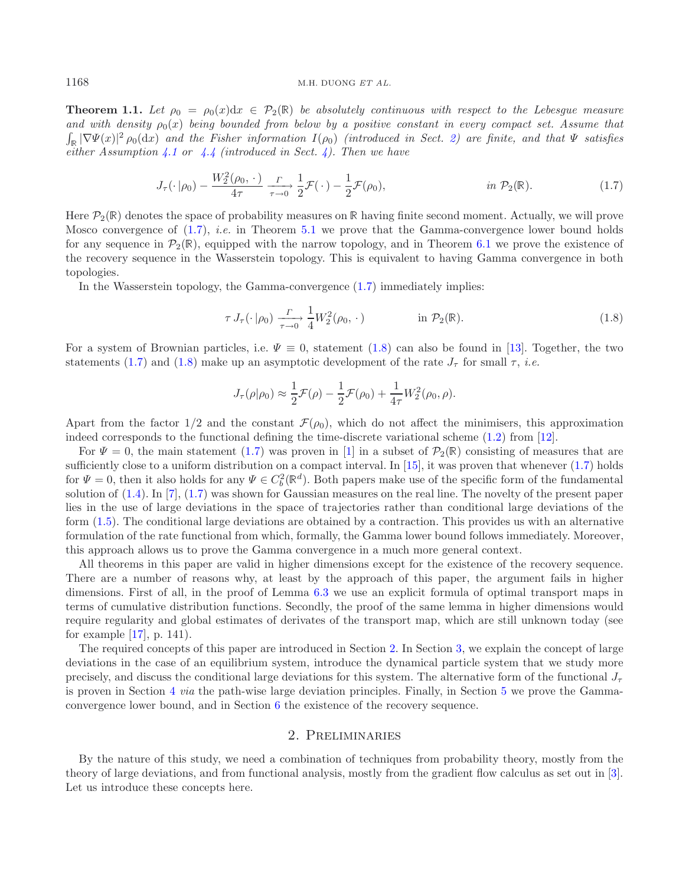**Theorem 1.1.** *Let $\rho_0 = \rho_0(x)\mathrm{d}x \in \mathcal{P}_2(\mathbb{R})$ be absolutely continuous with respect to the Lebesgue measure and with density $\rho_0(x)$ being bounded from below by a positive constant in every compact set. Assume that $\int_{\mathbb{R}} |\nabla\Psi(x)|^2\,\rho_0(\mathrm{d}x)$ and the Fisher information $I(\rho_0)$ (introduced in Sect. 2) are finite, and that $\Psi$ satisfies either Assumption 4.1 or 4.4 (introduced in Sect. 4). Then we have*

$$J_\tau(\,\cdot\,|\rho_0) - \frac{W_2^2(\rho_0,\,\cdot\,)}{4\tau} \xrightarrow[\tau\to 0]{\Gamma} \frac{1}{2}\mathcal{F}(\,\cdot\,) - \frac{1}{2}\mathcal{F}(\rho_0), \qquad \text{in } \mathcal{P}_2(\mathbb{R}). \tag{1.7}$$

Here $\mathcal{P}_2(\mathbb{R})$ denotes the space of probability measures on $\mathbb{R}$ having finite second moment. Actually, we will prove Mosco convergence of (1.7), *i.e.* in Theorem 5.1 we prove that the Gamma-convergence lower bound holds for any sequence in $\mathcal{P}_2(\mathbb{R})$, equipped with the narrow topology, and in Theorem 6.1 we prove the existence of the recovery sequence in the Wasserstein topology. This is equivalent to having Gamma convergence in both topologies.

In the Wasserstein topology, the Gamma-convergence (1.7) immediately implies:

$$\tau\, J_\tau(\,\cdot\,|\rho_0) \xrightarrow[\tau\to 0]{\Gamma} \frac{1}{4}W_2^2(\rho_0,\,\cdot\,) \qquad \text{in } \mathcal{P}_2(\mathbb{R}). \tag{1.8}$$

For a system of Brownian particles, i.e. $\Psi \equiv 0$, statement (1.8) can also be found in [13]. Together, the two statements (1.7) and (1.8) make up an asymptotic development of the rate $J_\tau$ for small $\tau$, *i.e.*

$$J_\tau(\rho|\rho_0) \approx \frac{1}{2}\mathcal{F}(\rho) - \frac{1}{2}\mathcal{F}(\rho_0) + \frac{1}{4\tau}W_2^2(\rho_0,\rho).$$

Apart from the factor $1/2$ and the constant $\mathcal{F}(\rho_0)$, which do not affect the minimisers, this approximation indeed corresponds to the functional defining the time-discrete variational scheme (1.2) from [12].

For $\Psi = 0$, the main statement (1.7) was proven in [1] in a subset of $\mathcal{P}_2(\mathbb{R})$ consisting of measures that are sufficiently close to a uniform distribution on a compact interval. In [15], it was proven that whenever (1.7) holds for $\Psi = 0$, then it also holds for any $\Psi \in C_b^2(\mathbb{R}^d)$. Both papers make use of the specific form of the fundamental solution of (1.4). In [7], (1.7) was shown for Gaussian measures on the real line. The novelty of the present paper lies in the use of large deviations in the space of trajectories rather than conditional large deviations of the form (1.5). The conditional large deviations are obtained by a contraction. This provides us with an alternative formulation of the rate functional from which, formally, the Gamma lower bound follows immediately. Moreover, this approach allows us to prove the Gamma convergence in a much more general context.

All theorems in this paper are valid in higher dimensions except for the existence of the recovery sequence. There are a number of reasons why, at least by the approach of this paper, the argument fails in higher dimensions. First of all, in the proof of Lemma 6.3 we use an explicit formula of optimal transport maps in terms of cumulative distribution functions. Secondly, the proof of the same lemma in higher dimensions would require regularity and global estimates of derivates of the transport map, which are still unknown today (see for example [17], p. 141).

The required concepts of this paper are introduced in Section 2. In Section 3, we explain the concept of large deviations in the case of an equilibrium system, introduce the dynamical particle system that we study more precisely, and discuss the conditional large deviations for this system. The alternative form of the functional $J_\tau$ is proven in Section 4 *via* the path-wise large deviation principles. Finally, in Section 5 we prove the Gamma-convergence lower bound, and in Section 6 the existence of the recovery sequence.

## 2. Preliminaries

By the nature of this study, we need a combination of techniques from probability theory, mostly from the theory of large deviations, and from functional analysis, mostly from the gradient flow calculus as set out in [3]. Let us introduce these concepts here.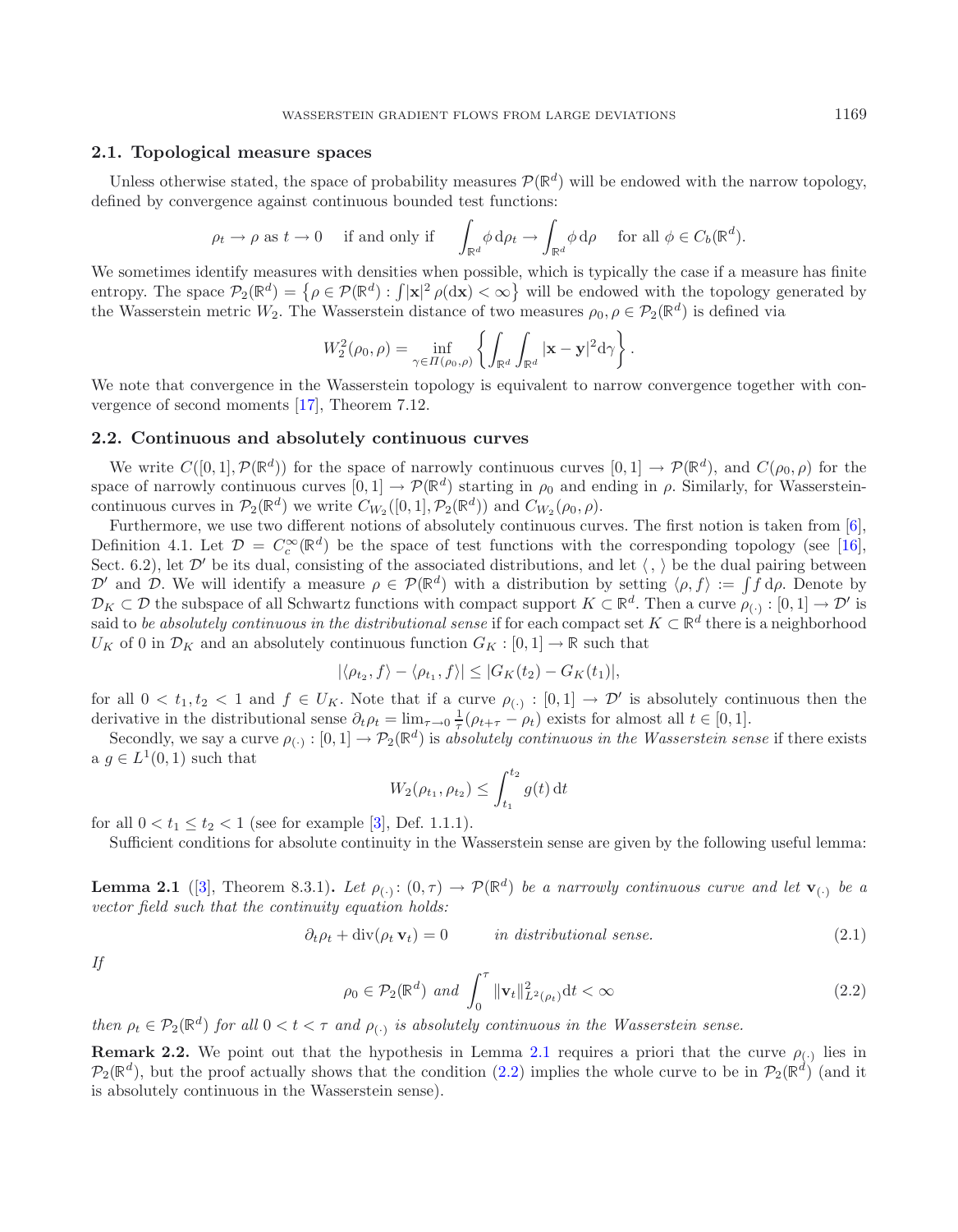### 2.1. Topological measure spaces

Unless otherwise stated, the space of probability measures $\mathcal{P}(\mathbb{R}^d)$ will be endowed with the narrow topology, defined by convergence against continuous bounded test functions:

$$\rho_t \to \rho \text{ as } t \to 0 \quad \text{if and only if} \quad \int_{\mathbb{R}^d} \phi \, \mathrm{d}\rho_t \to \int_{\mathbb{R}^d} \phi \, \mathrm{d}\rho \quad \text{for all } \phi \in C_b(\mathbb{R}^d).$$

We sometimes identify measures with densities when possible, which is typically the case if a measure has finite entropy. The space $\mathcal{P}_2(\mathbb{R}^d) = \left\{\rho \in \mathcal{P}(\mathbb{R}^d) : \int |\mathbf{x}|^2 \, \rho(\mathrm{d}\mathbf{x}) < \infty\right\}$ will be endowed with the topology generated by the Wasserstein metric $W_2$. The Wasserstein distance of two measures $\rho_0, \rho \in \mathcal{P}_2(\mathbb{R}^d)$ is defined via

$$W_2^2(\rho_0, \rho) = \inf_{\gamma \in \Pi(\rho_0,\rho)} \left\{ \int_{\mathbb{R}^d} \int_{\mathbb{R}^d} |\mathbf{x} - \mathbf{y}|^2 \mathrm{d}\gamma \right\}.$$

We note that convergence in the Wasserstein topology is equivalent to narrow convergence together with convergence of second moments [17], Theorem 7.12.

### 2.2. Continuous and absolutely continuous curves

We write $C([0,1], \mathcal{P}(\mathbb{R}^d))$ for the space of narrowly continuous curves $[0,1] \to \mathcal{P}(\mathbb{R}^d)$, and $C(\rho_0, \rho)$ for the space of narrowly continuous curves $[0,1] \to \mathcal{P}(\mathbb{R}^d)$ starting in $\rho_0$ and ending in $\rho$. Similarly, for Wasserstein-continuous curves in $\mathcal{P}_2(\mathbb{R}^d)$ we write $C_{W_2}([0,1], \mathcal{P}_2(\mathbb{R}^d))$ and $C_{W_2}(\rho_0, \rho)$.

Furthermore, we use two different notions of absolutely continuous curves. The first notion is taken from [6], Definition 4.1. Let $\mathcal{D} = C_c^\infty(\mathbb{R}^d)$ be the space of test functions with the corresponding topology (see [16], Sect. 6.2), let $\mathcal{D}'$ be its dual, consisting of the associated distributions, and let $\langle \, , \, \rangle$ be the dual pairing between $\mathcal{D}'$ and $\mathcal{D}$. We will identify a measure $\rho \in \mathcal{P}(\mathbb{R}^d)$ with a distribution by setting $\langle \rho, f \rangle := \int f \, \mathrm{d}\rho$. Denote by $\mathcal{D}_K \subset \mathcal{D}$ the subspace of all Schwartz functions with compact support $K \subset \mathbb{R}^d$. Then a curve $\rho_{(\cdot)} : [0,1] \to \mathcal{D}'$ is said to *be absolutely continuous in the distributional sense* if for each compact set $K \subset \mathbb{R}^d$ there is a neighborhood $U_K$ of 0 in $\mathcal{D}_K$ and an absolutely continuous function $G_K : [0,1] \to \mathbb{R}$ such that

$$|\langle \rho_{t_2}, f \rangle - \langle \rho_{t_1}, f \rangle| \leq |G_K(t_2) - G_K(t_1)|,$$

for all $0 < t_1, t_2 < 1$ and $f \in U_K$. Note that if a curve $\rho_{(\cdot)} : [0,1] \to \mathcal{D}'$ is absolutely continuous then the derivative in the distributional sense $\partial_t \rho_t = \lim_{\tau \to 0} \frac{1}{\tau}(\rho_{t+\tau} - \rho_t)$ exists for almost all $t \in [0,1]$.

Secondly, we say a curve $\rho_{(\cdot)} : [0,1] \to \mathcal{P}_2(\mathbb{R}^d)$ is *absolutely continuous in the Wasserstein sense* if there exists a $g \in L^1(0,1)$ such that

$$W_2(\rho_{t_1}, \rho_{t_2}) \leq \int_{t_1}^{t_2} g(t) \, \mathrm{d}t$$

for all $0 < t_1 \leq t_2 < 1$ (see for example [3], Def. 1.1.1).

Sufficient conditions for absolute continuity in the Wasserstein sense are given by the following useful lemma:

**Lemma 2.1** ([3], Theorem 8.3.1)**.** *Let $\rho_{(\cdot)} \colon (0,\tau) \to \mathcal{P}(\mathbb{R}^d)$ be a narrowly continuous curve and let $\mathbf{v}_{(\cdot)}$ be a vector field such that the continuity equation holds:*

$$\partial_t \rho_t + \operatorname{div}(\rho_t \, \mathbf{v}_t) = 0 \qquad \text{in distributional sense.} \tag{2.1}$$

*If*

$$\rho_0 \in \mathcal{P}_2(\mathbb{R}^d) \text{ and } \int_0^\tau \|\mathbf{v}_t\|^2_{L^2(\rho_t)} \mathrm{d}t < \infty \tag{2.2}$$

*then $\rho_t \in \mathcal{P}_2(\mathbb{R}^d)$ for all $0 < t < \tau$ and $\rho_{(\cdot)}$ is absolutely continuous in the Wasserstein sense.*

**Remark 2.2.** We point out that the hypothesis in Lemma 2.1 requires a priori that the curve $\rho_{(\cdot)}$ lies in $\mathcal{P}_2(\mathbb{R}^d)$, but the proof actually shows that the condition (2.2) implies the whole curve to be in $\mathcal{P}_2(\mathbb{R}^d)$ (and it is absolutely continuous in the Wasserstein sense).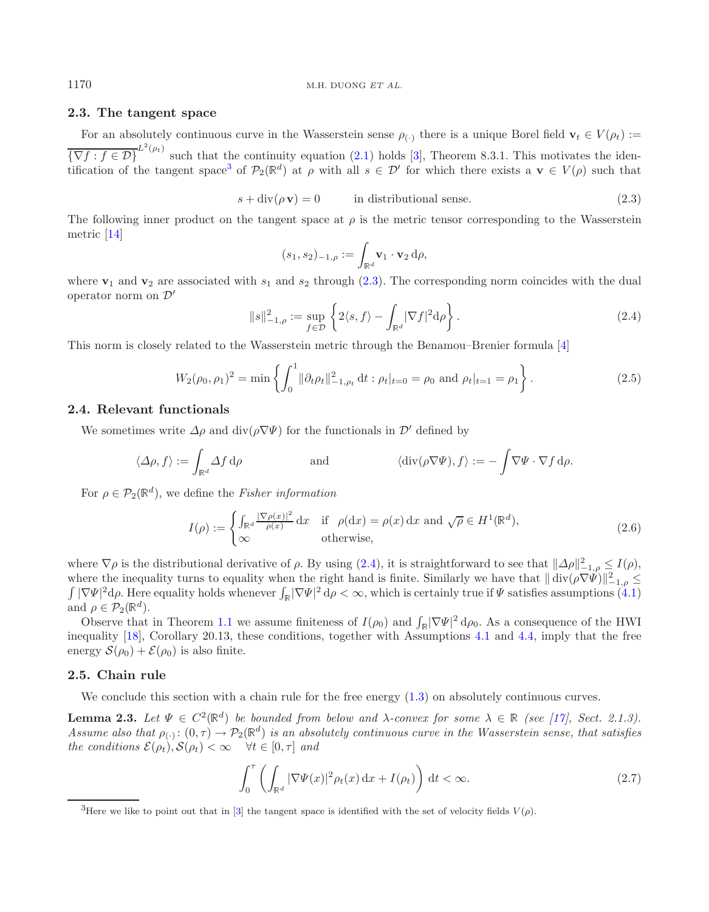### 2.3. The tangent space

For an absolutely continuous curve in the Wasserstein sense $\rho_{(\cdot)}$ there is a unique Borel field $\mathbf{v}_t \in V(\rho_t) := \overline{\{\nabla f : f \in \mathcal{D}\}}^{L^2(\rho_t)}$ such that the continuity equation (2.1) holds [3], Theorem 8.3.1. This motivates the identification of the tangent space[3] of $\mathcal{P}_2(\mathbb{R}^d)$ at $\rho$ with all $s \in \mathcal{D}'$ for which there exists a $\mathbf{v} \in V(\rho)$ such that

$$s + \operatorname{div}(\rho\, \mathbf{v}) = 0 \qquad \text{in distributional sense.} \tag{2.3}$$

The following inner product on the tangent space at $\rho$ is the metric tensor corresponding to the Wasserstein metric [14]

$$(s_1, s_2)_{-1,\rho} := \int_{\mathbb{R}^d} \mathbf{v}_1 \cdot \mathbf{v}_2 \, \mathrm{d}\rho,$$

where $\mathbf{v}_1$ and $\mathbf{v}_2$ are associated with $s_1$ and $s_2$ through (2.3). The corresponding norm coincides with the dual operator norm on $\mathcal{D}'$

$$\|s\|^2_{-1,\rho} := \sup_{f \in \mathcal{D}} \left\{ 2\langle s, f\rangle - \int_{\mathbb{R}^d} |\nabla f|^2 \mathrm{d}\rho \right\}. \tag{2.4}$$

This norm is closely related to the Wasserstein metric through the Benamou–Brenier formula [4]

$$W_2(\rho_0, \rho_1)^2 = \min \left\{ \int_0^1 \|\partial_t \rho_t\|^2_{-1,\rho_t} \, \mathrm{d}t : \rho_t|_{t=0} = \rho_0 \text{ and } \rho_t|_{t=1} = \rho_1 \right\}. \tag{2.5}$$

### 2.4. Relevant functionals

We sometimes write $\Delta\rho$ and $\operatorname{div}(\rho\nabla\Psi)$ for the functionals in $\mathcal{D}'$ defined by

$$\langle \Delta\rho, f\rangle := \int_{\mathbb{R}^d} \Delta f \, \mathrm{d}\rho \qquad \text{and} \qquad \langle \operatorname{div}(\rho\nabla\Psi), f\rangle := -\int \nabla\Psi \cdot \nabla f \, \mathrm{d}\rho.$$

For $\rho \in \mathcal{P}_2(\mathbb{R}^d)$, we define the *Fisher information*

$$I(\rho) := \begin{cases} \int_{\mathbb{R}^d} \frac{|\nabla\rho(x)|^2}{\rho(x)} \, \mathrm{d}x & \text{if } \rho(\mathrm{d}x) = \rho(x)\, \mathrm{d}x \text{ and } \sqrt{\rho} \in H^1(\mathbb{R}^d), \\ \infty & \text{otherwise,} \end{cases} \tag{2.6}$$

where $\nabla\rho$ is the distributional derivative of $\rho$. By using (2.4), it is straightforward to see that $\|\Delta\rho\|^2_{-1,\rho} \le I(\rho)$, where the inequality turns to equality when the right hand is finite. Similarly we have that $\|\operatorname{div}(\rho\nabla\Psi)\|^2_{-1,\rho} \le \int |\nabla\Psi|^2 \mathrm{d}\rho$. Here equality holds whenever $\int_{\mathbb{R}} |\nabla\Psi|^2 \, \mathrm{d}\rho < \infty$, which is certainly true if $\Psi$ satisfies assumptions (4.1) and $\rho \in \mathcal{P}_2(\mathbb{R}^d)$.

Observe that in Theorem 1.1 we assume finiteness of $I(\rho_0)$ and $\int_{\mathbb{R}} |\nabla\Psi|^2 \, \mathrm{d}\rho_0$. As a consequence of the HWI inequality [18], Corollary 20.13, these conditions, together with Assumptions 4.1 and 4.4, imply that the free energy $\mathcal{S}(\rho_0) + \mathcal{E}(\rho_0)$ is also finite.

### 2.5. Chain rule

We conclude this section with a chain rule for the free energy (1.3) on absolutely continuous curves.

**Lemma 2.3.** *Let $\Psi \in C^2(\mathbb{R}^d)$ be bounded from below and $\lambda$-convex for some $\lambda \in \mathbb{R}$ (see [17], Sect. 2.1.3). Assume also that $\rho_{(\cdot)} \colon (0, \tau) \to \mathcal{P}_2(\mathbb{R}^d)$ is an absolutely continuous curve in the Wasserstein sense, that satisfies the conditions $\mathcal{E}(\rho_t), \mathcal{S}(\rho_t) < \infty \quad \forall t \in [0, \tau]$ and*

$$\int_0^\tau \left( \int_{\mathbb{R}^d} |\nabla\Psi(x)|^2 \rho_t(x) \, \mathrm{d}x + I(\rho_t) \right) \mathrm{d}t < \infty. \tag{2.7}$$

[3] Here we like to point out that in [3] the tangent space is identified with the set of velocity fields $V(\rho)$.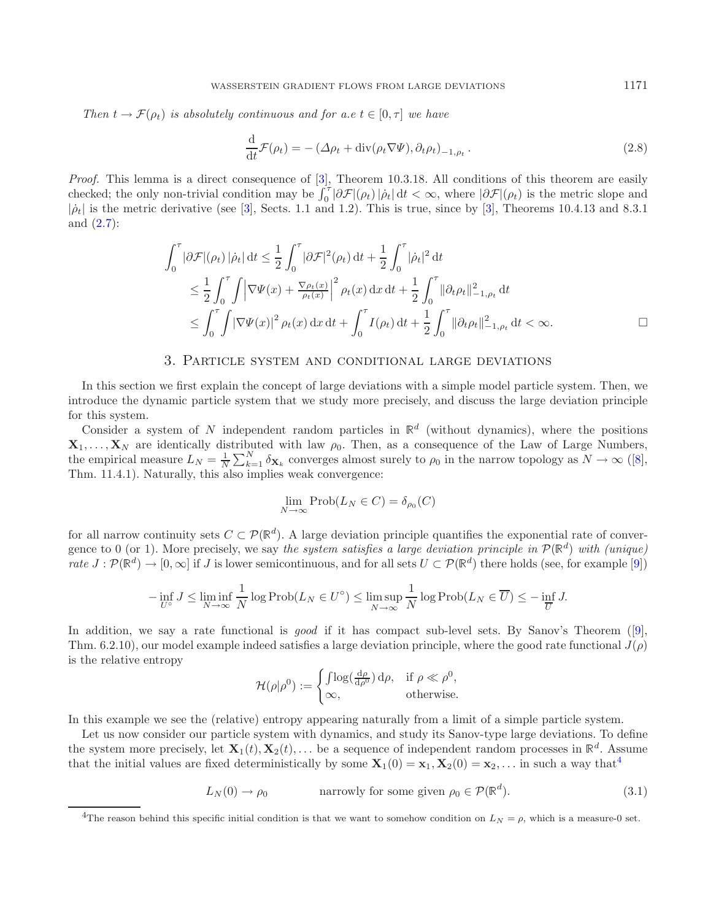*Then $t \to \mathcal{F}(\rho_t)$ is absolutely continuous and for a.e $t \in [0, \tau]$ we have*

$$\frac{\mathrm{d}}{\mathrm{d}t}\mathcal{F}(\rho_t) = -\left(\Delta\rho_t + \operatorname{div}(\rho_t \nabla\Psi), \partial_t\rho_t\right)_{-1,\rho_t}. \tag{2.8}$$

*Proof.* This lemma is a direct consequence of [3], Theorem 10.3.18. All conditions of this theorem are easily checked; the only non-trivial condition may be $\int_0^\tau |\partial\mathcal{F}|(\rho_t)\,|\dot{\rho}_t|\,\mathrm{d}t < \infty$, where $|\partial\mathcal{F}|(\rho_t)$ is the metric slope and $|\dot{\rho}_t|$ is the metric derivative (see [3], Sects. 1.1 and 1.2). This is true, since by [3], Theorems 10.4.13 and 8.3.1 and (2.7):

$$\begin{aligned}
\int_0^\tau |\partial\mathcal{F}|(\rho_t)\,|\dot{\rho}_t|\,\mathrm{d}t &\le \frac{1}{2}\int_0^\tau |\partial\mathcal{F}|^2(\rho_t)\,\mathrm{d}t + \frac{1}{2}\int_0^\tau |\dot{\rho}_t|^2\,\mathrm{d}t \\
&\le \frac{1}{2}\int_0^\tau \int \left|\nabla\Psi(x) + \tfrac{\nabla\rho_t(x)}{\rho_t(x)}\right|^2 \rho_t(x)\,\mathrm{d}x\,\mathrm{d}t + \frac{1}{2}\int_0^\tau \|\partial_t\rho_t\|^2_{-1,\rho_t}\,\mathrm{d}t \\
&\le \int_0^\tau \int |\nabla\Psi(x)|^2 \rho_t(x)\,\mathrm{d}x\,\mathrm{d}t + \int_0^\tau I(\rho_t)\,\mathrm{d}t + \frac{1}{2}\int_0^\tau \|\partial_t\rho_t\|^2_{-1,\rho_t}\,\mathrm{d}t < \infty.
\end{aligned}$$

□

## 3. Particle system and conditional large deviations

In this section we first explain the concept of large deviations with a simple model particle system. Then, we introduce the dynamic particle system that we study more precisely, and discuss the large deviation principle for this system.

Consider a system of $N$ independent random particles in $\mathbb{R}^d$ (without dynamics), where the positions $\mathbf{X}_1, \ldots, \mathbf{X}_N$ are identically distributed with law $\rho_0$. Then, as a consequence of the Law of Large Numbers, the empirical measure $L_N = \frac{1}{N}\sum_{k=1}^N \delta_{\mathbf{X}_k}$ converges almost surely to $\rho_0$ in the narrow topology as $N \to \infty$ ([8], Thm. 11.4.1). Naturally, this also implies weak convergence:

$$\lim_{N\to\infty} \mathrm{Prob}(L_N \in C) = \delta_{\rho_0}(C)$$

for all narrow continuity sets $C \subset \mathcal{P}(\mathbb{R}^d)$. A large deviation principle quantifies the exponential rate of convergence to 0 (or 1). More precisely, we say *the system satisfies a large deviation principle in $\mathcal{P}(\mathbb{R}^d)$ with (unique) rate $J : \mathcal{P}(\mathbb{R}^d) \to [0, \infty]$* if $J$ is lower semicontinuous, and for all sets $U \subset \mathcal{P}(\mathbb{R}^d)$ there holds (see, for example [9])

$$-\inf_{U^\circ} J \le \liminf_{N\to\infty} \frac{1}{N}\log \mathrm{Prob}(L_N \in U^\circ) \le \limsup_{N\to\infty} \frac{1}{N}\log \mathrm{Prob}(L_N \in \overline{U}) \le -\inf_{\overline{U}} J.$$

In addition, we say a rate functional is *good* if it has compact sub-level sets. By Sanov's Theorem ([9], Thm. 6.2.10), our model example indeed satisfies a large deviation principle, where the good rate functional $J(\rho)$ is the relative entropy

$$\mathcal{H}(\rho|\rho^0) := \begin{cases} \int \log\left(\frac{\mathrm{d}\rho}{\mathrm{d}\rho^0}\right)\mathrm{d}\rho, & \text{if } \rho \ll \rho^0, \\ \infty, & \text{otherwise.} \end{cases}$$

In this example we see the (relative) entropy appearing naturally from a limit of a simple particle system.

Let us now consider our particle system with dynamics, and study its Sanov-type large deviations. To define the system more precisely, let $\mathbf{X}_1(t), \mathbf{X}_2(t), \ldots$ be a sequence of independent random processes in $\mathbb{R}^d$. Assume that the initial values are fixed deterministically by some $\mathbf{X}_1(0) = \mathbf{x}_1, \mathbf{X}_2(0) = \mathbf{x}_2, \ldots$ in such a way that[4]

$$L_N(0) \to \rho_0 \qquad\qquad \text{narrowly for some given } \rho_0 \in \mathcal{P}(\mathbb{R}^d). \tag{3.1}$$

[4] The reason behind this specific initial condition is that we want to somehow condition on $L_N = \rho$, which is a measure-0 set.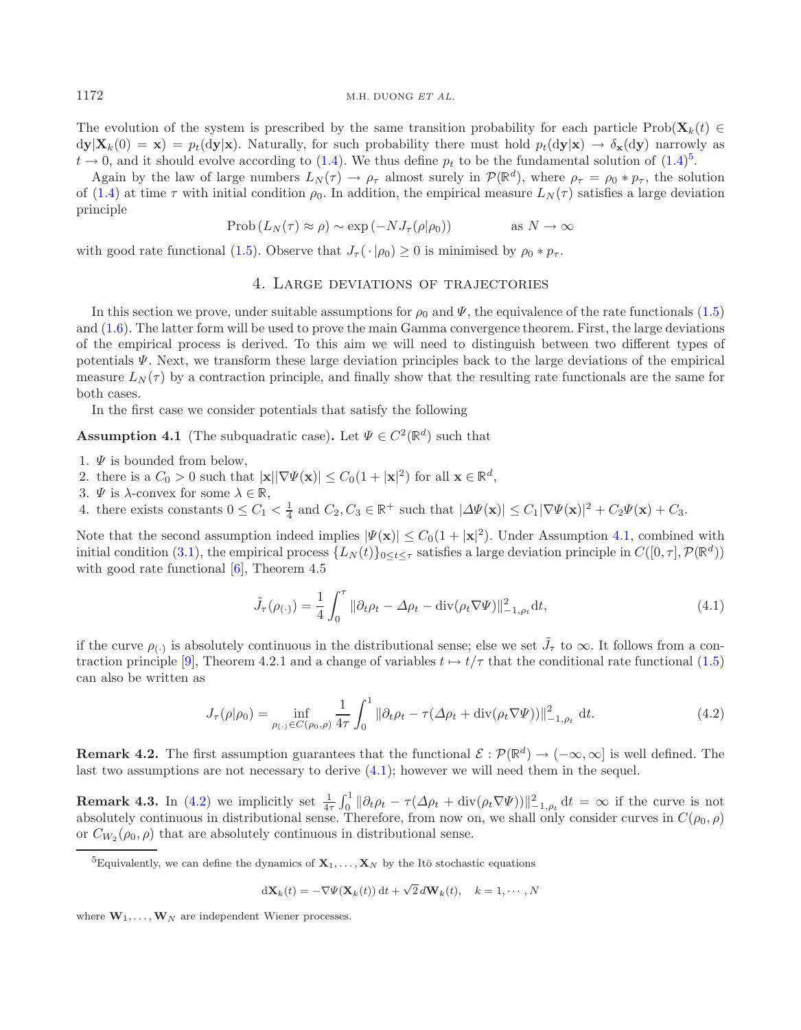The evolution of the system is prescribed by the same transition probability for each particle $\text{Prob}(\mathbf{X}_k(t) \in \mathrm{d}\mathbf{y}|\mathbf{X}_k(0) = \mathbf{x}) = p_t(\mathrm{d}\mathbf{y}|\mathbf{x})$. Naturally, for such probability there must hold $p_t(\mathrm{d}\mathbf{y}|\mathbf{x}) \to \delta_{\mathbf{x}}(\mathrm{d}\mathbf{y})$ narrowly as $t \to 0$, and it should evolve according to (1.4). We thus define $p_t$ to be the fundamental solution of (1.4)[5].

Again by the law of large numbers $L_N(\tau) \to \rho_\tau$ almost surely in $\mathcal{P}(\mathbb{R}^d)$, where $\rho_\tau = \rho_0 * p_\tau$, the solution of (1.4) at time $\tau$ with initial condition $\rho_0$. In addition, the empirical measure $L_N(\tau)$ satisfies a large deviation principle

$$\text{Prob}\left(L_N(\tau) \approx \rho\right) \sim \exp\left(-N J_\tau(\rho|\rho_0)\right) \qquad \text{as } N \to \infty$$

with good rate functional (1.5). Observe that $J_\tau(\,\cdot\,|\rho_0) \geq 0$ is minimised by $\rho_0 * p_\tau$.

## 4. Large deviations of trajectories

In this section we prove, under suitable assumptions for $\rho_0$ and $\Psi$, the equivalence of the rate functionals (1.5) and (1.6). The latter form will be used to prove the main Gamma convergence theorem. First, the large deviations of the empirical process is derived. To this aim we will need to distinguish between two different types of potentials $\Psi$. Next, we transform these large deviation principles back to the large deviations of the empirical measure $L_N(\tau)$ by a contraction principle, and finally show that the resulting rate functionals are the same for both cases.

In the first case we consider potentials that satisfy the following

**Assumption 4.1** (The subquadratic case)**.** Let $\Psi \in C^2(\mathbb{R}^d)$ such that

1. $\Psi$ is bounded from below,
2. there is a $C_0 > 0$ such that $|\mathbf{x}||\nabla\Psi(\mathbf{x})| \leq C_0(1 + |\mathbf{x}|^2)$ for all $\mathbf{x} \in \mathbb{R}^d$,
3. $\Psi$ is $\lambda$-convex for some $\lambda \in \mathbb{R}$,
4. there exists constants $0 \leq C_1 < \frac{1}{4}$ and $C_2, C_3 \in \mathbb{R}^+$ such that $|\Delta\Psi(\mathbf{x})| \leq C_1|\nabla\Psi(\mathbf{x})|^2 + C_2\Psi(\mathbf{x}) + C_3$.

Note that the second assumption indeed implies $|\Psi(\mathbf{x})| \leq C_0(1 + |\mathbf{x}|^2)$. Under Assumption 4.1, combined with initial condition (3.1), the empirical process $\{L_N(t)\}_{0\leq t\leq\tau}$ satisfies a large deviation principle in $C([0,\tau], \mathcal{P}(\mathbb{R}^d))$ with good rate functional [6], Theorem 4.5

$$\tilde{J}_\tau(\rho_{(\cdot)}) = \frac{1}{4}\int_0^\tau \|\partial_t\rho_t - \Delta\rho_t - \mathrm{div}(\rho_t\nabla\Psi)\|^2_{-1,\rho_t}\mathrm{d}t, \tag{4.1}$$

if the curve $\rho_{(\cdot)}$ is absolutely continuous in the distributional sense; else we set $\tilde{J}_\tau$ to $\infty$. It follows from a contraction principle [9], Theorem 4.2.1 and a change of variables $t \mapsto t/\tau$ that the conditional rate functional (1.5) can also be written as

$$J_\tau(\rho|\rho_0) = \inf_{\rho_{(\cdot)} \in C(\rho_0,\rho)} \frac{1}{4\tau}\int_0^1 \|\partial_t\rho_t - \tau(\Delta\rho_t + \mathrm{div}(\rho_t\nabla\Psi))\|^2_{-1,\rho_t}\,\mathrm{d}t. \tag{4.2}$$

**Remark 4.2.** The first assumption guarantees that the functional $\mathcal{E} : \mathcal{P}(\mathbb{R}^d) \to (-\infty, \infty]$ is well defined. The last two assumptions are not necessary to derive (4.1); however we will need them in the sequel.

**Remark 4.3.** In (4.2) we implicitly set $\frac{1}{4\tau}\int_0^1 \|\partial_t\rho_t - \tau(\Delta\rho_t + \mathrm{div}(\rho_t\nabla\Psi))\|^2_{-1,\rho_t}\,\mathrm{d}t = \infty$ if the curve is not absolutely continuous in distributional sense. Therefore, from now on, we shall only consider curves in $C(\rho_0, \rho)$ or $C_{W_2}(\rho_0, \rho)$ that are absolutely continuous in distributional sense.

[5] Equivalently, we can define the dynamics of $\mathbf{X}_1, \ldots, \mathbf{X}_N$ by the Itō stochastic equations

$$\mathrm{d}\mathbf{X}_k(t) = -\nabla\Psi(\mathbf{X}_k(t))\,\mathrm{d}t + \sqrt{2}\,d\mathbf{W}_k(t), \quad k = 1, \cdots, N$$

where $\mathbf{W}_1, \ldots, \mathbf{W}_N$ are independent Wiener processes.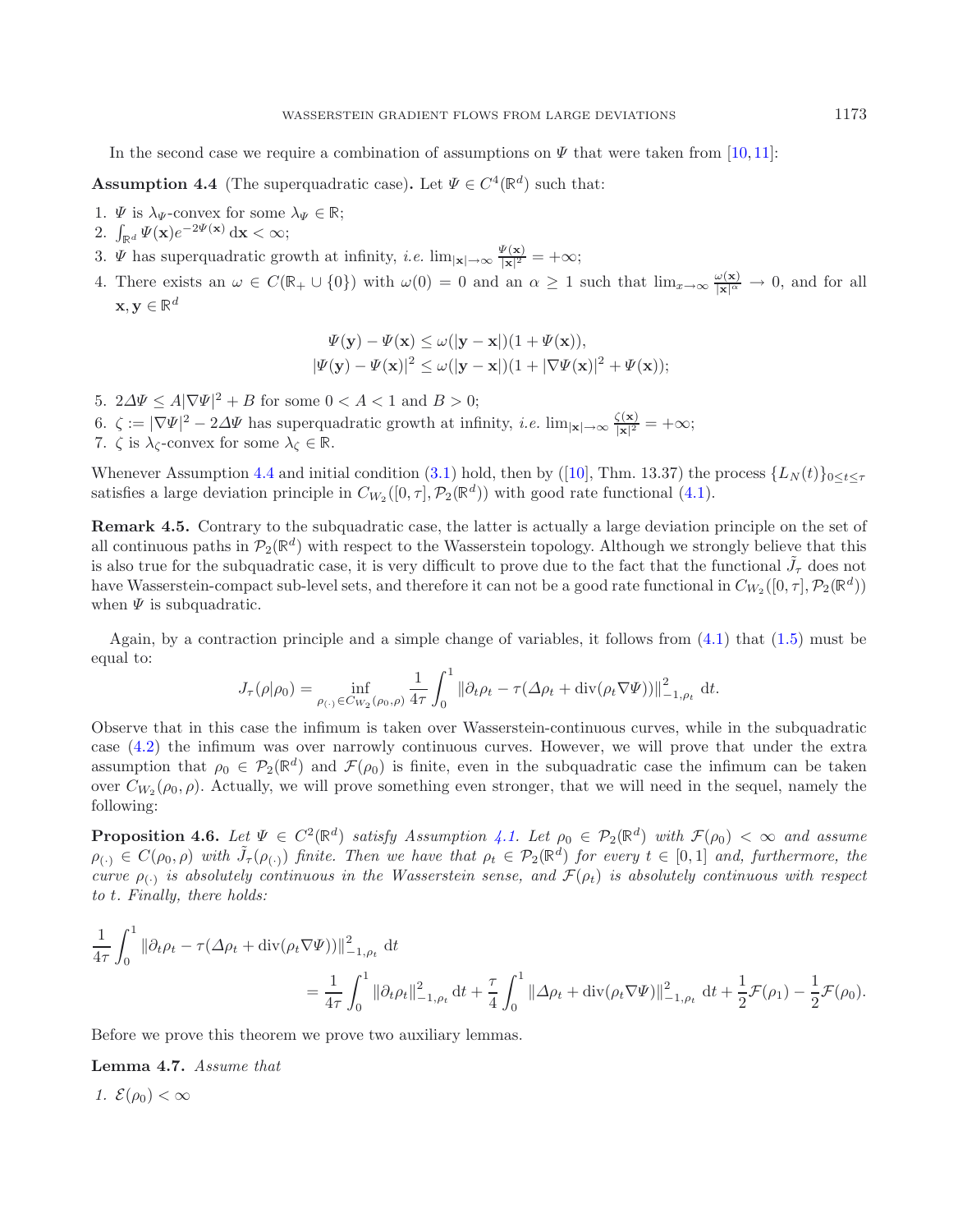In the second case we require a combination of assumptions on $\Psi$ that were taken from [10, 11]:

**Assumption 4.4** (The superquadratic case)**.** Let $\Psi \in C^4(\mathbb{R}^d)$ such that:

1. $\Psi$ is $\lambda_\Psi$-convex for some $\lambda_\Psi \in \mathbb{R}$;
2. $\int_{\mathbb{R}^d} \Psi(\mathbf{x}) e^{-2\Psi(\mathbf{x})}\,\mathrm{d}\mathbf{x} < \infty$;
3. $\Psi$ has superquadratic growth at infinity, *i.e.* $\lim_{|\mathbf{x}|\to\infty} \frac{\Psi(\mathbf{x})}{|\mathbf{x}|^2} = +\infty$;
4. There exists an $\omega \in C(\mathbb{R}_+ \cup \{0\})$ with $\omega(0) = 0$ and an $\alpha \geq 1$ such that $\lim_{x\to\infty} \frac{\omega(\mathbf{x})}{|\mathbf{x}|^\alpha} \to 0$, and for all $\mathbf{x}, \mathbf{y} \in \mathbb{R}^d$

$$\Psi(\mathbf{y}) - \Psi(\mathbf{x}) \leq \omega(|\mathbf{y} - \mathbf{x}|)(1 + \Psi(\mathbf{x})),$$
$$|\Psi(\mathbf{y}) - \Psi(\mathbf{x})|^2 \leq \omega(|\mathbf{y} - \mathbf{x}|)(1 + |\nabla\Psi(\mathbf{x})|^2 + \Psi(\mathbf{x}));$$

5. $2\Delta\Psi \leq A|\nabla\Psi|^2 + B$ for some $0 < A < 1$ and $B > 0$;
6. $\zeta := |\nabla\Psi|^2 - 2\Delta\Psi$ has superquadratic growth at infinity, *i.e.* $\lim_{|\mathbf{x}|\to\infty} \frac{\zeta(\mathbf{x})}{|\mathbf{x}|^2} = +\infty$;
7. $\zeta$ is $\lambda_\zeta$-convex for some $\lambda_\zeta \in \mathbb{R}$.

Whenever Assumption 4.4 and initial condition (3.1) hold, then by ([10], Thm. 13.37) the process $\{L_N(t)\}_{0\leq t\leq\tau}$ satisfies a large deviation principle in $C_{W_2}([0,\tau], \mathcal{P}_2(\mathbb{R}^d))$ with good rate functional (4.1).

**Remark 4.5.** Contrary to the subquadratic case, the latter is actually a large deviation principle on the set of all continuous paths in $\mathcal{P}_2(\mathbb{R}^d)$ with respect to the Wasserstein topology. Although we strongly believe that this is also true for the subquadratic case, it is very difficult to prove due to the fact that the functional $\tilde{J}_\tau$ does not have Wasserstein-compact sub-level sets, and therefore it can not be a good rate functional in $C_{W_2}([0,\tau], \mathcal{P}_2(\mathbb{R}^d))$ when $\Psi$ is subquadratic.

Again, by a contraction principle and a simple change of variables, it follows from (4.1) that (1.5) must be equal to:

$$J_\tau(\rho|\rho_0) = \inf_{\rho_{(\cdot)} \in C_{W_2}(\rho_0,\rho)} \frac{1}{4\tau} \int_0^1 \|\partial_t\rho_t - \tau(\Delta\rho_t + \mathrm{div}(\rho_t\nabla\Psi))\|^2_{-1,\rho_t}\,\mathrm{d}t.$$

Observe that in this case the infimum is taken over Wasserstein-continuous curves, while in the subquadratic case (4.2) the infimum was over narrowly continuous curves. However, we will prove that under the extra assumption that $\rho_0 \in \mathcal{P}_2(\mathbb{R}^d)$ and $\mathcal{F}(\rho_0)$ is finite, even in the subquadratic case the infimum can be taken over $C_{W_2}(\rho_0, \rho)$. Actually, we will prove something even stronger, that we will need in the sequel, namely the following:

**Proposition 4.6.** *Let $\Psi \in C^2(\mathbb{R}^d)$ satisfy Assumption 4.1. Let $\rho_0 \in \mathcal{P}_2(\mathbb{R}^d)$ with $\mathcal{F}(\rho_0) < \infty$ and assume $\rho_{(\cdot)} \in C(\rho_0, \rho)$ with $\tilde{J}_\tau(\rho_{(\cdot)})$ finite. Then we have that $\rho_t \in \mathcal{P}_2(\mathbb{R}^d)$ for every $t \in [0,1]$ and, furthermore, the curve $\rho_{(\cdot)}$ is absolutely continuous in the Wasserstein sense, and $\mathcal{F}(\rho_t)$ is absolutely continuous with respect to $t$. Finally, there holds:*

$$\frac{1}{4\tau} \int_0^1 \|\partial_t\rho_t - \tau(\Delta\rho_t + \mathrm{div}(\rho_t\nabla\Psi))\|^2_{-1,\rho_t}\,\mathrm{d}t$$
$$= \frac{1}{4\tau} \int_0^1 \|\partial_t\rho_t\|^2_{-1,\rho_t}\,\mathrm{d}t + \frac{\tau}{4} \int_0^1 \|\Delta\rho_t + \mathrm{div}(\rho_t\nabla\Psi)\|^2_{-1,\rho_t}\,\mathrm{d}t + \frac{1}{2}\mathcal{F}(\rho_1) - \frac{1}{2}\mathcal{F}(\rho_0).$$

Before we prove this theorem we prove two auxiliary lemmas.

**Lemma 4.7.** *Assume that*

*1. $\mathcal{E}(\rho_0) < \infty$*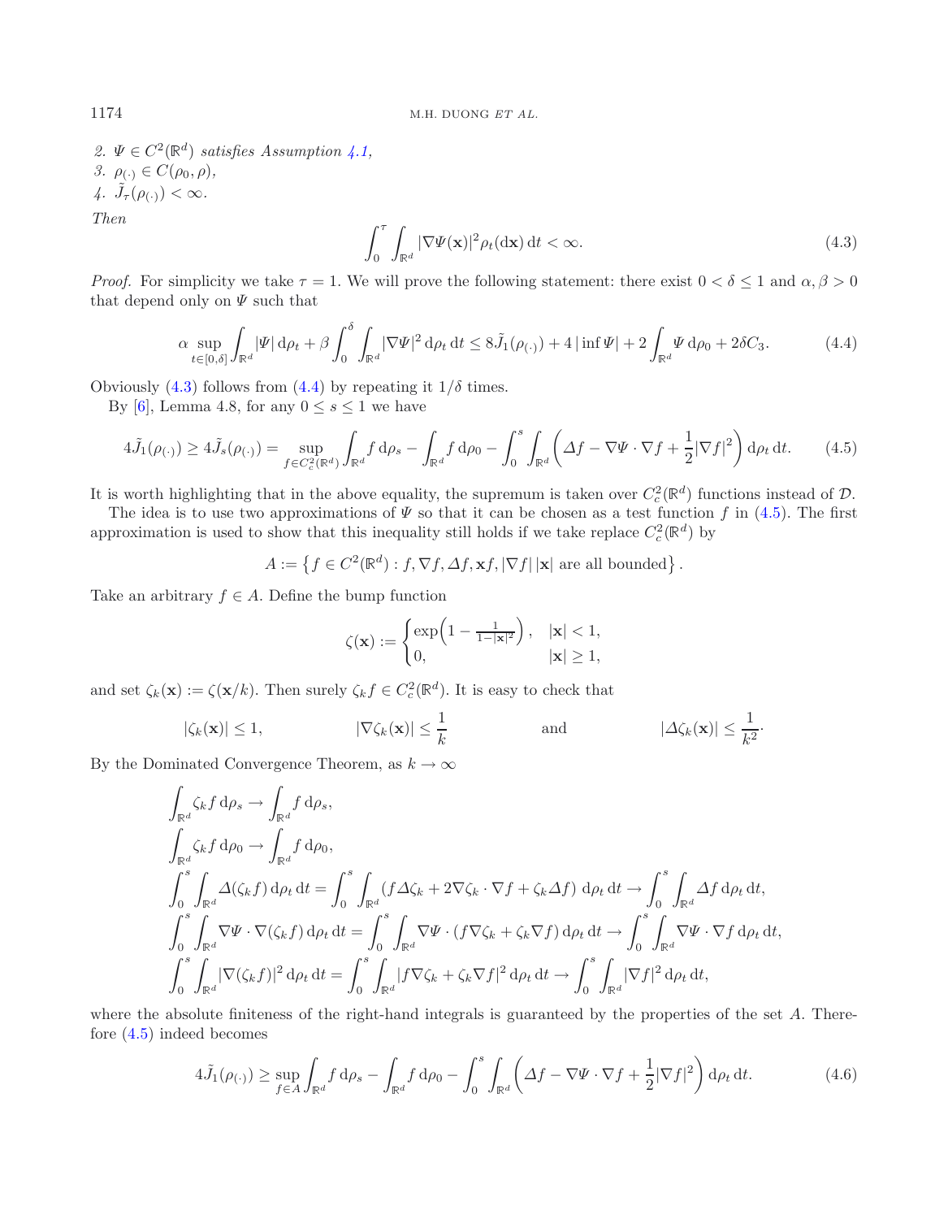2. $\Psi \in C^2(\mathbb{R}^d)$ *satisfies Assumption 4.1,*
3. $\rho_{(\cdot)} \in C(\rho_0, \rho)$,
4. $\tilde{J}_\tau(\rho_{(\cdot)}) < \infty$.

*Then*

$$\int_0^\tau \int_{\mathbb{R}^d} |\nabla \Psi(\mathbf{x})|^2 \rho_t(\mathrm{d}\mathbf{x})\, \mathrm{d}t < \infty. \tag{4.3}$$

*Proof.* For simplicity we take $\tau = 1$. We will prove the following statement: there exist $0 < \delta \leq 1$ and $\alpha, \beta > 0$ that depend only on $\Psi$ such that

$$\alpha \sup_{t \in [0,\delta]} \int_{\mathbb{R}^d} |\Psi| \,\mathrm{d}\rho_t + \beta \int_0^\delta \int_{\mathbb{R}^d} |\nabla \Psi|^2 \,\mathrm{d}\rho_t \,\mathrm{d}t \leq 8\tilde{J}_1(\rho_{(\cdot)}) + 4\,|\inf \Psi| + 2\int_{\mathbb{R}^d} \Psi \,\mathrm{d}\rho_0 + 2\delta C_3. \tag{4.4}$$

Obviously (4.3) follows from (4.4) by repeating it $1/\delta$ times.

By [6], Lemma 4.8, for any $0 \leq s \leq 1$ we have

$$4\tilde{J}_1(\rho_{(\cdot)}) \geq 4\tilde{J}_s(\rho_{(\cdot)}) = \sup_{f \in C_c^2(\mathbb{R}^d)} \int_{\mathbb{R}^d} f \,\mathrm{d}\rho_s - \int_{\mathbb{R}^d} f \,\mathrm{d}\rho_0 - \int_0^s \int_{\mathbb{R}^d} \left( \Delta f - \nabla \Psi \cdot \nabla f + \frac{1}{2}|\nabla f|^2 \right) \mathrm{d}\rho_t \,\mathrm{d}t. \tag{4.5}$$

It is worth highlighting that in the above equality, the supremum is taken over $C_c^2(\mathbb{R}^d)$ functions instead of $\mathcal{D}$.

The idea is to use two approximations of $\Psi$ so that it can be chosen as a test function $f$ in (4.5). The first approximation is used to show that this inequality still holds if we take replace $C_c^2(\mathbb{R}^d)$ by

$$A := \left\{ f \in C^2(\mathbb{R}^d) : f, \nabla f, \Delta f, \mathbf{x}f, |\nabla f|\,|\mathbf{x}| \text{ are all bounded} \right\}.$$

Take an arbitrary $f \in A$. Define the bump function

$$\zeta(\mathbf{x}) := \begin{cases} \exp\!\left(1 - \frac{1}{1-|\mathbf{x}|^2}\right), & |\mathbf{x}| < 1, \\ 0, & |\mathbf{x}| \geq 1, \end{cases}$$

and set $\zeta_k(\mathbf{x}) := \zeta(\mathbf{x}/k)$. Then surely $\zeta_k f \in C_c^2(\mathbb{R}^d)$. It is easy to check that

$$|\zeta_k(\mathbf{x})| \leq 1, \qquad |\nabla \zeta_k(\mathbf{x})| \leq \frac{1}{k} \qquad \text{and} \qquad |\Delta \zeta_k(\mathbf{x})| \leq \frac{1}{k^2}.$$

By the Dominated Convergence Theorem, as $k \to \infty$

$$\begin{aligned}
&\int_{\mathbb{R}^d} \zeta_k f \,\mathrm{d}\rho_s \to \int_{\mathbb{R}^d} f \,\mathrm{d}\rho_s, \\
&\int_{\mathbb{R}^d} \zeta_k f \,\mathrm{d}\rho_0 \to \int_{\mathbb{R}^d} f \,\mathrm{d}\rho_0, \\
&\int_0^s \int_{\mathbb{R}^d} \Delta(\zeta_k f) \,\mathrm{d}\rho_t \,\mathrm{d}t = \int_0^s \int_{\mathbb{R}^d} (f\Delta\zeta_k + 2\nabla\zeta_k \cdot \nabla f + \zeta_k \Delta f) \,\mathrm{d}\rho_t \,\mathrm{d}t \to \int_0^s \int_{\mathbb{R}^d} \Delta f \,\mathrm{d}\rho_t \,\mathrm{d}t, \\
&\int_0^s \int_{\mathbb{R}^d} \nabla\Psi \cdot \nabla(\zeta_k f) \,\mathrm{d}\rho_t \,\mathrm{d}t = \int_0^s \int_{\mathbb{R}^d} \nabla\Psi \cdot (f\nabla\zeta_k + \zeta_k \nabla f) \,\mathrm{d}\rho_t \,\mathrm{d}t \to \int_0^s \int_{\mathbb{R}^d} \nabla\Psi \cdot \nabla f \,\mathrm{d}\rho_t \,\mathrm{d}t, \\
&\int_0^s \int_{\mathbb{R}^d} |\nabla(\zeta_k f)|^2 \,\mathrm{d}\rho_t \,\mathrm{d}t = \int_0^s \int_{\mathbb{R}^d} |f\nabla\zeta_k + \zeta_k \nabla f|^2 \,\mathrm{d}\rho_t \,\mathrm{d}t \to \int_0^s \int_{\mathbb{R}^d} |\nabla f|^2 \,\mathrm{d}\rho_t \,\mathrm{d}t,
\end{aligned}$$

where the absolute finiteness of the right-hand integrals is guaranteed by the properties of the set $A$. Therefore (4.5) indeed becomes

$$4\tilde{J}_1(\rho_{(\cdot)}) \geq \sup_{f \in A} \int_{\mathbb{R}^d} f \,\mathrm{d}\rho_s - \int_{\mathbb{R}^d} f \,\mathrm{d}\rho_0 - \int_0^s \int_{\mathbb{R}^d} \left( \Delta f - \nabla\Psi \cdot \nabla f + \frac{1}{2}|\nabla f|^2 \right) \mathrm{d}\rho_t \,\mathrm{d}t. \tag{4.6}$$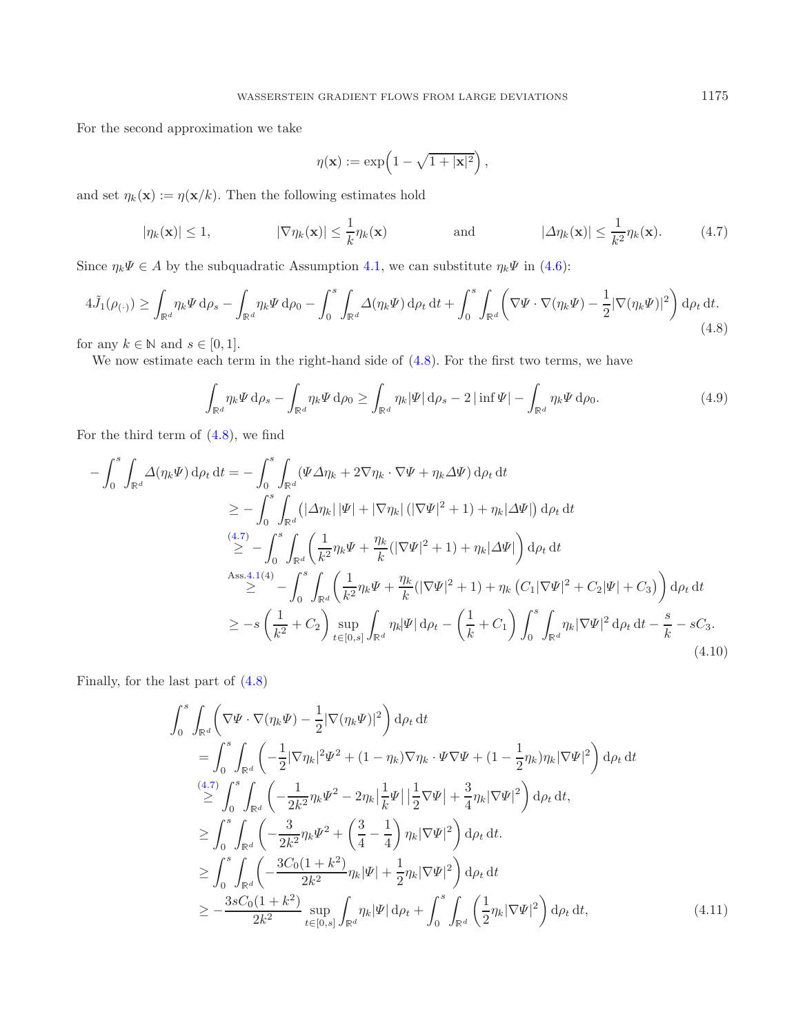For the second approximation we take

$$\eta(\mathbf{x}) := \exp\Big(1 - \sqrt{1 + |\mathbf{x}|^2}\Big),$$

and set $\eta_k(\mathbf{x}) := \eta(\mathbf{x}/k)$. Then the following estimates hold

$$|\eta_k(\mathbf{x})| \le 1, \qquad |\nabla \eta_k(\mathbf{x})| \le \frac{1}{k}\eta_k(\mathbf{x}) \qquad \text{and} \qquad |\Delta \eta_k(\mathbf{x})| \le \frac{1}{k^2}\eta_k(\mathbf{x}). \tag{4.7}$$

Since $\eta_k \Psi \in A$ by the subquadratic Assumption 4.1, we can substitute $\eta_k \Psi$ in (4.6):

$$4\tilde{J}_1(\rho_{(\cdot)}) \ge \int_{\mathbb{R}^d} \eta_k \Psi \,\mathrm{d}\rho_s - \int_{\mathbb{R}^d} \eta_k \Psi \,\mathrm{d}\rho_0 - \int_0^s \int_{\mathbb{R}^d} \Delta(\eta_k \Psi)\,\mathrm{d}\rho_t \,\mathrm{d}t + \int_0^s \int_{\mathbb{R}^d} \Big(\nabla \Psi \cdot \nabla(\eta_k \Psi) - \frac{1}{2}|\nabla(\eta_k \Psi)|^2\Big)\,\mathrm{d}\rho_t\,\mathrm{d}t. \tag{4.8}$$

for any $k \in \mathbb{N}$ and $s \in [0,1]$.

We now estimate each term in the right-hand side of (4.8). For the first two terms, we have

$$\int_{\mathbb{R}^d} \eta_k \Psi \,\mathrm{d}\rho_s - \int_{\mathbb{R}^d} \eta_k \Psi \,\mathrm{d}\rho_0 \ge \int_{\mathbb{R}^d} \eta_k |\Psi| \,\mathrm{d}\rho_s - 2\,|\inf \Psi| - \int_{\mathbb{R}^d} \eta_k \Psi \,\mathrm{d}\rho_0. \tag{4.9}$$

For the third term of (4.8), we find

$$\begin{aligned}
-\int_0^s \int_{\mathbb{R}^d} \Delta(\eta_k \Psi)\,\mathrm{d}\rho_t\,\mathrm{d}t &= -\int_0^s \int_{\mathbb{R}^d} (\Psi \Delta \eta_k + 2\nabla \eta_k \cdot \nabla \Psi + \eta_k \Delta \Psi)\,\mathrm{d}\rho_t\,\mathrm{d}t \\
&\ge -\int_0^s \int_{\mathbb{R}^d} \big(|\Delta \eta_k|\,|\Psi| + |\nabla \eta_k|\,(|\nabla \Psi|^2 + 1) + \eta_k |\Delta \Psi|\big)\,\mathrm{d}\rho_t\,\mathrm{d}t \\
&\overset{(4.7)}{\ge} -\int_0^s \int_{\mathbb{R}^d} \bigg(\frac{1}{k^2}\eta_k \Psi + \frac{\eta_k}{k}(|\nabla \Psi|^2 + 1) + \eta_k |\Delta \Psi|\bigg)\,\mathrm{d}\rho_t\,\mathrm{d}t \\
&\overset{\text{Ass.4.1(4)}}{\ge} -\int_0^s \int_{\mathbb{R}^d} \bigg(\frac{1}{k^2}\eta_k \Psi + \frac{\eta_k}{k}(|\nabla \Psi|^2 + 1) + \eta_k\left(C_1|\nabla \Psi|^2 + C_2|\Psi| + C_3\right)\bigg)\,\mathrm{d}\rho_t\,\mathrm{d}t \\
&\ge -s\left(\frac{1}{k^2} + C_2\right) \sup_{t\in[0,s]} \int_{\mathbb{R}^d} \eta_k |\Psi|\,\mathrm{d}\rho_t - \left(\frac{1}{k} + C_1\right) \int_0^s \int_{\mathbb{R}^d} \eta_k |\nabla \Psi|^2\,\mathrm{d}\rho_t\,\mathrm{d}t - \frac{s}{k} - sC_3.
\end{aligned} \tag{4.10}$$

Finally, for the last part of (4.8)

$$\begin{aligned}
&\int_0^s \int_{\mathbb{R}^d} \Big(\nabla \Psi \cdot \nabla(\eta_k \Psi) - \frac{1}{2}|\nabla(\eta_k \Psi)|^2\Big)\,\mathrm{d}\rho_t\,\mathrm{d}t \\
&\quad= \int_0^s \int_{\mathbb{R}^d} \left(-\frac{1}{2}|\nabla \eta_k|^2 \Psi^2 + (1-\eta_k)\nabla \eta_k \cdot \Psi \nabla \Psi + (1 - \frac{1}{2}\eta_k)\eta_k |\nabla \Psi|^2\right)\mathrm{d}\rho_t\,\mathrm{d}t \\
&\quad\overset{(4.7)}{\ge} \int_0^s \int_{\mathbb{R}^d} \left(-\frac{1}{2k^2}\eta_k \Psi^2 - 2\eta_k \big|\frac{1}{k}\Psi\big|\,\big|\frac{1}{2}\nabla \Psi\big| + \frac{3}{4}\eta_k |\nabla \Psi|^2\right)\mathrm{d}\rho_t\,\mathrm{d}t, \\
&\quad\ge \int_0^s \int_{\mathbb{R}^d} \left(-\frac{3}{2k^2}\eta_k \Psi^2 + \left(\frac{3}{4} - \frac{1}{4}\right)\eta_k |\nabla \Psi|^2\right)\mathrm{d}\rho_t\,\mathrm{d}t. \\
&\quad\ge \int_0^s \int_{\mathbb{R}^d} \left(-\frac{3C_0(1+k^2)}{2k^2}\eta_k |\Psi| + \frac{1}{2}\eta_k |\nabla \Psi|^2\right)\mathrm{d}\rho_t\,\mathrm{d}t \\
&\quad\ge -\frac{3sC_0(1+k^2)}{2k^2} \sup_{t\in[0,s]} \int_{\mathbb{R}^d} \eta_k |\Psi|\,\mathrm{d}\rho_t + \int_0^s \int_{\mathbb{R}^d} \left(\frac{1}{2}\eta_k |\nabla \Psi|^2\right)\mathrm{d}\rho_t\,\mathrm{d}t,
\end{aligned} \tag{4.11}$$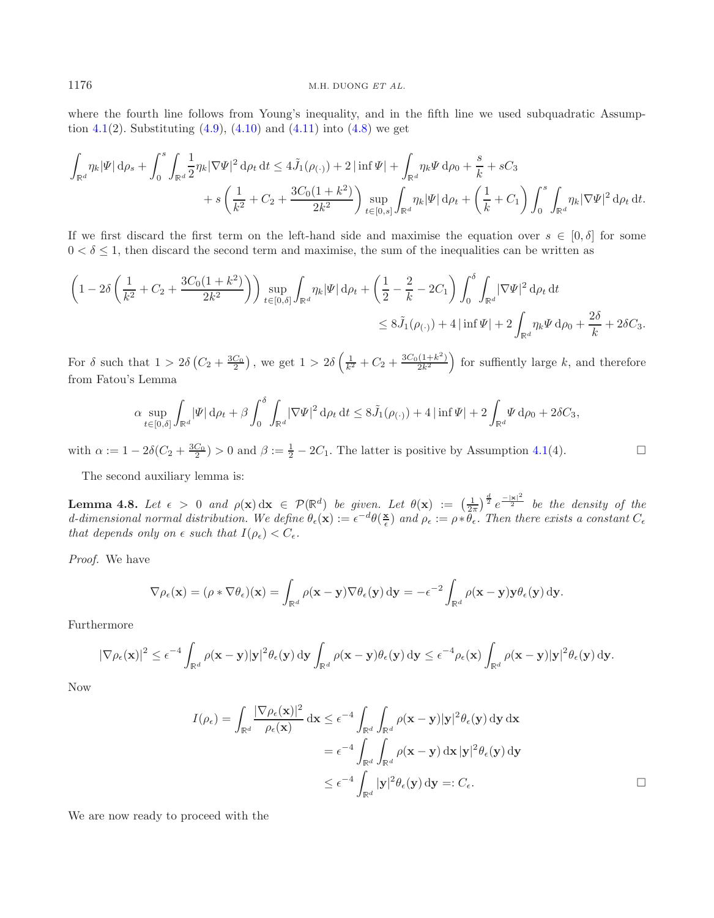where the fourth line follows from Young's inequality, and in the fifth line we used subquadratic Assumption 4.1(2). Substituting (4.9), (4.10) and (4.11) into (4.8) we get

$$
\int_{\mathbb{R}^d} \eta_k |\Psi| \,\mathrm{d}\rho_s + \int_0^s \int_{\mathbb{R}^d} \frac{1}{2} \eta_k |\nabla \Psi|^2 \,\mathrm{d}\rho_t \,\mathrm{d}t \le 4\tilde{J}_1(\rho_{(\cdot)}) + 2\,|\inf \Psi| + \int_{\mathbb{R}^d} \eta_k \Psi \,\mathrm{d}\rho_0 + \frac{s}{k} + sC_3
$$
$$
+ s\left(\frac{1}{k^2} + C_2 + \frac{3C_0(1+k^2)}{2k^2}\right) \sup_{t\in[0,s]} \int_{\mathbb{R}^d} \eta_k |\Psi| \,\mathrm{d}\rho_t + \left(\frac{1}{k} + C_1\right) \int_0^s \int_{\mathbb{R}^d} \eta_k |\nabla \Psi|^2 \,\mathrm{d}\rho_t \,\mathrm{d}t.
$$

If we first discard the first term on the left-hand side and maximise the equation over $s \in [0, \delta]$ for some $0 < \delta \le 1$, then discard the second term and maximise, the sum of the inequalities can be written as

$$
\left(1 - 2\delta\left(\frac{1}{k^2} + C_2 + \frac{3C_0(1+k^2)}{2k^2}\right)\right) \sup_{t\in[0,\delta]} \int_{\mathbb{R}^d} \eta_k |\Psi| \,\mathrm{d}\rho_t + \left(\frac{1}{2} - \frac{2}{k} - 2C_1\right) \int_0^\delta \int_{\mathbb{R}^d} |\nabla \Psi|^2 \,\mathrm{d}\rho_t \,\mathrm{d}t
$$
$$
\le 8\tilde{J}_1(\rho_{(\cdot)}) + 4\,|\inf \Psi| + 2\int_{\mathbb{R}^d} \eta_k \Psi \,\mathrm{d}\rho_0 + \frac{2\delta}{k} + 2\delta C_3.
$$

For $\delta$ such that $1 > 2\delta\left(C_2 + \frac{3C_0}{2}\right)$, we get $1 > 2\delta\left(\frac{1}{k^2} + C_2 + \frac{3C_0(1+k^2)}{2k^2}\right)$ for suffiently large $k$, and therefore from Fatou's Lemma

$$
\alpha \sup_{t\in[0,\delta]} \int_{\mathbb{R}^d} |\Psi| \,\mathrm{d}\rho_t + \beta \int_0^\delta \int_{\mathbb{R}^d} |\nabla \Psi|^2 \,\mathrm{d}\rho_t \,\mathrm{d}t \le 8\tilde{J}_1(\rho_{(\cdot)}) + 4\,|\inf \Psi| + 2\int_{\mathbb{R}^d} \Psi \,\mathrm{d}\rho_0 + 2\delta C_3,
$$

with $\alpha := 1 - 2\delta(C_2 + \frac{3C_0}{2}) > 0$ and $\beta := \frac{1}{2} - 2C_1$. The latter is positive by Assumption 4.1(4). □

The second auxiliary lemma is:

**Lemma 4.8.** *Let $\epsilon > 0$ and $\rho(\mathbf{x})\,\mathrm{d}\mathbf{x} \in \mathcal{P}(\mathbb{R}^d)$ be given. Let $\theta(\mathbf{x}) := \left(\frac{1}{2\pi}\right)^{\frac{d}{2}} e^{\frac{-|\mathbf{x}|^2}{2}}$ be the density of the d-dimensional normal distribution. We define $\theta_\epsilon(\mathbf{x}) := \epsilon^{-d}\theta(\frac{\mathbf{x}}{\epsilon})$ and $\rho_\epsilon := \rho * \theta_\epsilon$. Then there exists a constant $C_\epsilon$ that depends only on $\epsilon$ such that $I(\rho_\epsilon) < C_\epsilon$.*

*Proof.* We have

$$
\nabla \rho_\epsilon(\mathbf{x}) = (\rho * \nabla \theta_\epsilon)(\mathbf{x}) = \int_{\mathbb{R}^d} \rho(\mathbf{x} - \mathbf{y}) \nabla \theta_\epsilon(\mathbf{y}) \,\mathrm{d}\mathbf{y} = -\epsilon^{-2} \int_{\mathbb{R}^d} \rho(\mathbf{x} - \mathbf{y}) \mathbf{y} \theta_\epsilon(\mathbf{y}) \,\mathrm{d}\mathbf{y}.
$$

Furthermore

$$
|\nabla \rho_\epsilon(\mathbf{x})|^2 \le \epsilon^{-4} \int_{\mathbb{R}^d} \rho(\mathbf{x} - \mathbf{y}) |\mathbf{y}|^2 \theta_\epsilon(\mathbf{y}) \,\mathrm{d}\mathbf{y} \int_{\mathbb{R}^d} \rho(\mathbf{x} - \mathbf{y}) \theta_\epsilon(\mathbf{y}) \,\mathrm{d}\mathbf{y} \le \epsilon^{-4} \rho_\epsilon(\mathbf{x}) \int_{\mathbb{R}^d} \rho(\mathbf{x} - \mathbf{y}) |\mathbf{y}|^2 \theta_\epsilon(\mathbf{y}) \,\mathrm{d}\mathbf{y}.
$$

Now

$$
\begin{aligned}
I(\rho_\epsilon) = \int_{\mathbb{R}^d} \frac{|\nabla \rho_\epsilon(\mathbf{x})|^2}{\rho_\epsilon(\mathbf{x})} \,\mathrm{d}\mathbf{x} &\le \epsilon^{-4} \int_{\mathbb{R}^d} \int_{\mathbb{R}^d} \rho(\mathbf{x} - \mathbf{y}) |\mathbf{y}|^2 \theta_\epsilon(\mathbf{y}) \,\mathrm{d}\mathbf{y} \,\mathrm{d}\mathbf{x} \\
&= \epsilon^{-4} \int_{\mathbb{R}^d} \int_{\mathbb{R}^d} \rho(\mathbf{x} - \mathbf{y}) \,\mathrm{d}\mathbf{x} \,|\mathbf{y}|^2 \theta_\epsilon(\mathbf{y}) \,\mathrm{d}\mathbf{y} \\
&\le \epsilon^{-4} \int_{\mathbb{R}^d} |\mathbf{y}|^2 \theta_\epsilon(\mathbf{y}) \,\mathrm{d}\mathbf{y} =: C_\epsilon.
\end{aligned}
$$

□

We are now ready to proceed with the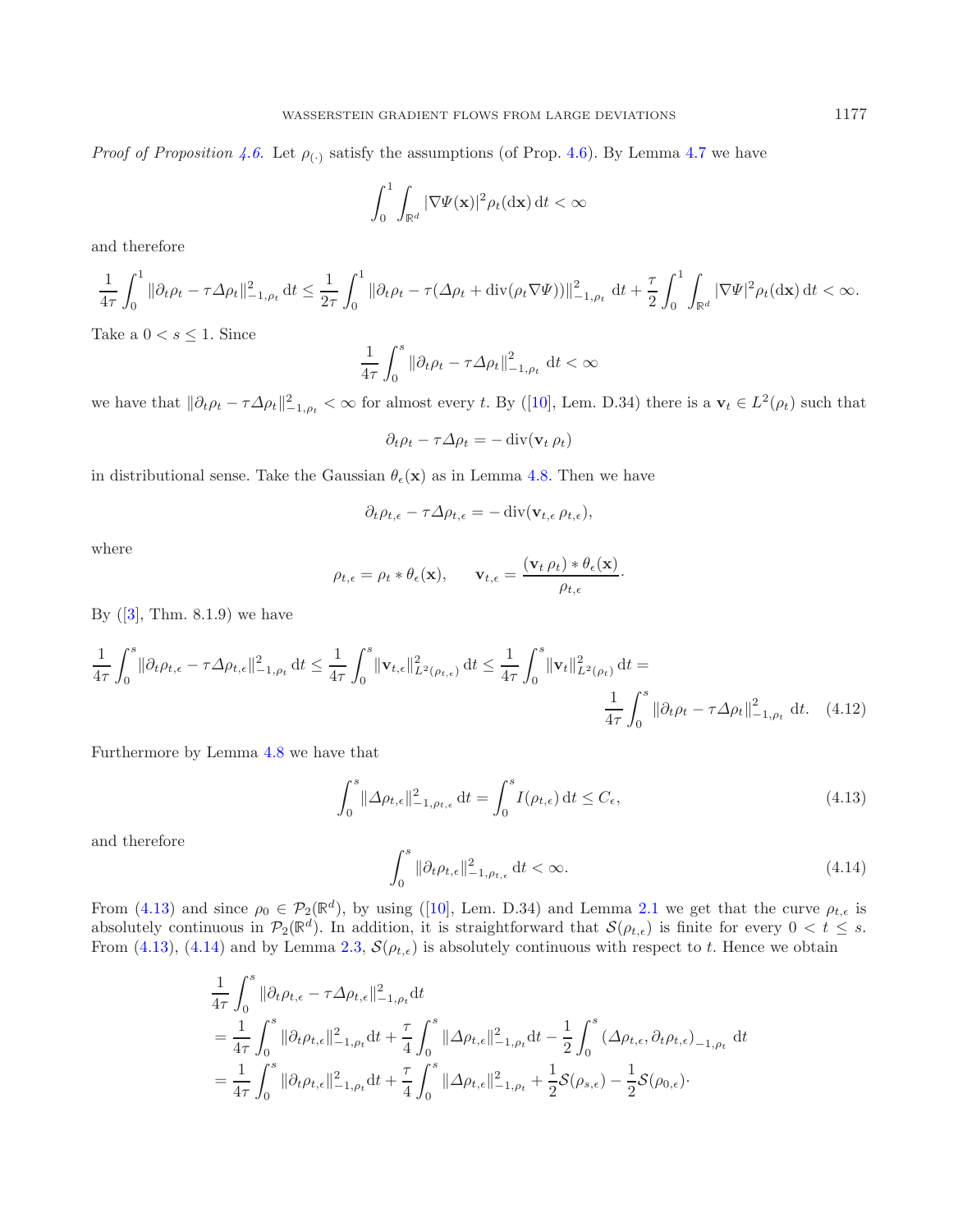*Proof of Proposition 4.6.* Let $\rho_{(\cdot)}$ satisfy the assumptions (of Prop. 4.6). By Lemma 4.7 we have

$$\int_0^1 \int_{\mathbb{R}^d} |\nabla \Psi(\mathbf{x})|^2 \rho_t(\mathrm{d}\mathbf{x})\, \mathrm{d}t < \infty$$

and therefore

$$\frac{1}{4\tau}\int_0^1 \|\partial_t \rho_t - \tau \Delta \rho_t\|^2_{-1,\rho_t}\, \mathrm{d}t \leq \frac{1}{2\tau}\int_0^1 \|\partial_t \rho_t - \tau(\Delta \rho_t + \operatorname{div}(\rho_t \nabla \Psi))\|^2_{-1,\rho_t}\, \mathrm{d}t + \frac{\tau}{2}\int_0^1 \int_{\mathbb{R}^d} |\nabla \Psi|^2 \rho_t(\mathrm{d}\mathbf{x})\, \mathrm{d}t < \infty.$$

Take a $0 < s \leq 1$. Since

$$\frac{1}{4\tau}\int_0^s \|\partial_t \rho_t - \tau \Delta \rho_t\|^2_{-1,\rho_t}\, \mathrm{d}t < \infty$$

we have that $\|\partial_t \rho_t - \tau \Delta \rho_t\|^2_{-1,\rho_t} < \infty$ for almost every $t$. By ([10], Lem. D.34) there is a $\mathbf{v}_t \in L^2(\rho_t)$ such that

$$\partial_t \rho_t - \tau \Delta \rho_t = -\operatorname{div}(\mathbf{v}_t\, \rho_t)$$

in distributional sense. Take the Gaussian $\theta_\epsilon(\mathbf{x})$ as in Lemma 4.8. Then we have

$$\partial_t \rho_{t,\epsilon} - \tau \Delta \rho_{t,\epsilon} = -\operatorname{div}(\mathbf{v}_{t,\epsilon}\, \rho_{t,\epsilon}),$$

where

$$\rho_{t,\epsilon} = \rho_t * \theta_\epsilon(\mathbf{x}), \qquad \mathbf{v}_{t,\epsilon} = \frac{(\mathbf{v}_t\, \rho_t) * \theta_\epsilon(\mathbf{x})}{\rho_{t,\epsilon}}.$$

By ([3], Thm. 8.1.9) we have

$$\frac{1}{4\tau}\int_0^s \|\partial_t \rho_{t,\epsilon} - \tau \Delta \rho_{t,\epsilon}\|^2_{-1,\rho_t}\, \mathrm{d}t \leq \frac{1}{4\tau}\int_0^s \|\mathbf{v}_{t,\epsilon}\|^2_{L^2(\rho_{t,\epsilon})}\, \mathrm{d}t \leq \frac{1}{4\tau}\int_0^s \|\mathbf{v}_t\|^2_{L^2(\rho_t)}\, \mathrm{d}t = \frac{1}{4\tau}\int_0^s \|\partial_t \rho_t - \tau \Delta \rho_t\|^2_{-1,\rho_t}\, \mathrm{d}t. \tag{4.12}$$

Furthermore by Lemma 4.8 we have that

$$\int_0^s \|\Delta \rho_{t,\epsilon}\|^2_{-1,\rho_{t,\epsilon}}\, \mathrm{d}t = \int_0^s I(\rho_{t,\epsilon})\, \mathrm{d}t \leq C_\epsilon, \tag{4.13}$$

and therefore

$$\int_0^s \|\partial_t \rho_{t,\epsilon}\|^2_{-1,\rho_{t,\epsilon}}\, \mathrm{d}t < \infty. \tag{4.14}$$

From (4.13) and since $\rho_0 \in \mathcal{P}_2(\mathbb{R}^d)$, by using ([10], Lem. D.34) and Lemma 2.1 we get that the curve $\rho_{t,\epsilon}$ is absolutely continuous in $\mathcal{P}_2(\mathbb{R}^d)$. In addition, it is straightforward that $\mathcal{S}(\rho_{t,\epsilon})$ is finite for every $0 < t \leq s$. From (4.13), (4.14) and by Lemma 2.3, $\mathcal{S}(\rho_{t,\epsilon})$ is absolutely continuous with respect to $t$. Hence we obtain

$$\begin{aligned}
&\frac{1}{4\tau}\int_0^s \|\partial_t \rho_{t,\epsilon} - \tau \Delta \rho_{t,\epsilon}\|^2_{-1,\rho_t} \mathrm{d}t \\
&= \frac{1}{4\tau}\int_0^s \|\partial_t \rho_{t,\epsilon}\|^2_{-1,\rho_t} \mathrm{d}t + \frac{\tau}{4}\int_0^s \|\Delta \rho_{t,\epsilon}\|^2_{-1,\rho_t} \mathrm{d}t - \frac{1}{2}\int_0^s (\Delta \rho_{t,\epsilon}, \partial_t \rho_{t,\epsilon})_{-1,\rho_t}\, \mathrm{d}t \\
&= \frac{1}{4\tau}\int_0^s \|\partial_t \rho_{t,\epsilon}\|^2_{-1,\rho_t} \mathrm{d}t + \frac{\tau}{4}\int_0^s \|\Delta \rho_{t,\epsilon}\|^2_{-1,\rho_t} + \frac{1}{2}\mathcal{S}(\rho_{s,\epsilon}) - \frac{1}{2}\mathcal{S}(\rho_{0,\epsilon}).
\end{aligned}$$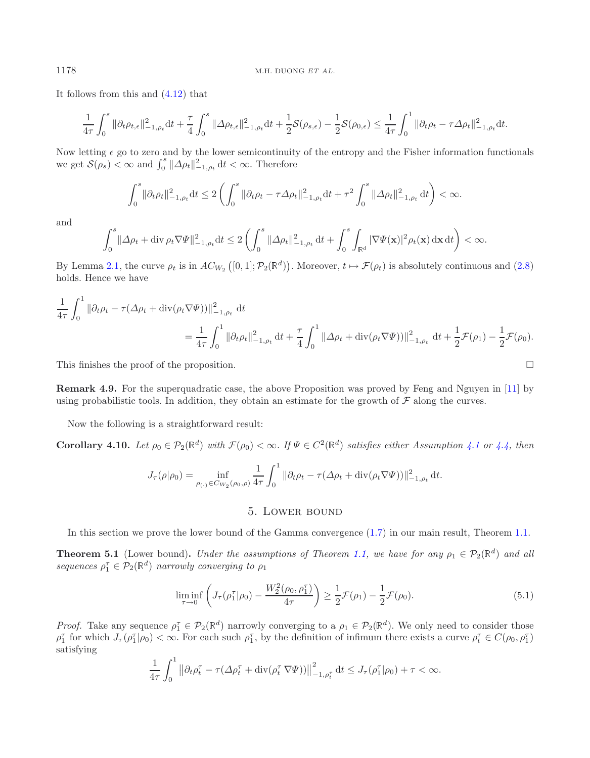It follows from this and (4.12) that

$$\frac{1}{4\tau}\int_0^s \|\partial_t\rho_{t,\epsilon}\|_{-1,\rho_t}^2 \mathrm{d}t + \frac{\tau}{4}\int_0^s \|\Delta\rho_{t,\epsilon}\|_{-1,\rho_t}^2 \mathrm{d}t + \frac{1}{2}\mathcal{S}(\rho_{s,\epsilon}) - \frac{1}{2}\mathcal{S}(\rho_{0,\epsilon}) \le \frac{1}{4\tau}\int_0^1 \|\partial_t\rho_t - \tau\Delta\rho_t\|_{-1,\rho_t}^2 \mathrm{d}t.$$

Now letting $\epsilon$ go to zero and by the lower semicontinuity of the entropy and the Fisher information functionals we get $\mathcal{S}(\rho_s) < \infty$ and $\int_0^s \|\Delta\rho_t\|_{-1,\rho_t}^2 \,\mathrm{d}t < \infty$. Therefore

$$\int_0^s \|\partial_t\rho_t\|_{-1,\rho_t}^2 \mathrm{d}t \le 2\left(\int_0^s \|\partial_t\rho_t - \tau\Delta\rho_t\|_{-1,\rho_t}^2 \mathrm{d}t + \tau^2\int_0^s \|\Delta\rho_t\|_{-1,\rho_t}^2 \,\mathrm{d}t\right) < \infty.$$

and

$$\int_0^s \|\Delta\rho_t + \operatorname{div}\rho_t\nabla\Psi\|_{-1,\rho_t}^2 \mathrm{d}t \le 2\left(\int_0^s \|\Delta\rho_t\|_{-1,\rho_t}^2 \,\mathrm{d}t + \int_0^s\int_{\mathbb{R}^d} |\nabla\Psi(\mathbf{x})|^2\rho_t(\mathbf{x})\,\mathrm{d}\mathbf{x}\,\mathrm{d}t\right) < \infty.$$

By Lemma 2.1, the curve $\rho_t$ is in $AC_{W_2}\left([0,1];\mathcal{P}_2(\mathbb{R}^d)\right)$. Moreover, $t\mapsto\mathcal{F}(\rho_t)$ is absolutely continuous and (2.8) holds. Hence we have

$$\begin{aligned}\frac{1}{4\tau}\int_0^1 &\|\partial_t\rho_t - \tau(\Delta\rho_t + \operatorname{div}(\rho_t\nabla\Psi))\|_{-1,\rho_t}^2 \,\mathrm{d}t \\ &= \frac{1}{4\tau}\int_0^1 \|\partial_t\rho_t\|_{-1,\rho_t}^2 \,\mathrm{d}t + \frac{\tau}{4}\int_0^1 \|\Delta\rho_t + \operatorname{div}(\rho_t\nabla\Psi))\|_{-1,\rho_t}^2 \,\mathrm{d}t + \frac{1}{2}\mathcal{F}(\rho_1) - \frac{1}{2}\mathcal{F}(\rho_0).\end{aligned}$$

This finishes the proof of the proposition. □

**Remark 4.9.** For the superquadratic case, the above Proposition was proved by Feng and Nguyen in [11] by using probabilistic tools. In addition, they obtain an estimate for the growth of $\mathcal{F}$ along the curves.

Now the following is a straightforward result:

**Corollary 4.10.** *Let $\rho_0 \in \mathcal{P}_2(\mathbb{R}^d)$ with $\mathcal{F}(\rho_0) < \infty$. If $\Psi \in C^2(\mathbb{R}^d)$ satisfies either Assumption 4.1 or 4.4, then*

$$J_\tau(\rho|\rho_0) = \inf_{\rho_{(\cdot)}\in C_{W_2}(\rho_0,\rho)} \frac{1}{4\tau}\int_0^1 \|\partial_t\rho_t - \tau(\Delta\rho_t + \operatorname{div}(\rho_t\nabla\Psi))\|_{-1,\rho_t}^2 \,\mathrm{d}t.$$

## 5. Lower bound

In this section we prove the lower bound of the Gamma convergence (1.7) in our main result, Theorem 1.1.

**Theorem 5.1** (Lower bound)**.** *Under the assumptions of Theorem 1.1, we have for any $\rho_1 \in \mathcal{P}_2(\mathbb{R}^d)$ and all sequences $\rho_1^\tau \in \mathcal{P}_2(\mathbb{R}^d)$ narrowly converging to $\rho_1$*

$$\liminf_{\tau\to 0}\left(J_\tau(\rho_1^\tau|\rho_0) - \frac{W_2^2(\rho_0,\rho_1^\tau)}{4\tau}\right) \ge \frac{1}{2}\mathcal{F}(\rho_1) - \frac{1}{2}\mathcal{F}(\rho_0). \tag{5.1}$$

*Proof.* Take any sequence $\rho_1^\tau \in \mathcal{P}_2(\mathbb{R}^d)$ narrowly converging to a $\rho_1 \in \mathcal{P}_2(\mathbb{R}^d)$. We only need to consider those $\rho_1^\tau$ for which $J_\tau(\rho_1^\tau|\rho_0) < \infty$. For each such $\rho_1^\tau$, by the definition of infimum there exists a curve $\rho_t^\tau \in C(\rho_0,\rho_1^\tau)$ satisfying

$$\frac{1}{4\tau}\int_0^1 \left\|\partial_t\rho_t^\tau - \tau(\Delta\rho_t^\tau + \operatorname{div}(\rho_t^\tau\,\nabla\Psi))\right\|_{-1,\rho_t^\tau}^2 \mathrm{d}t \le J_\tau(\rho_1^\tau|\rho_0) + \tau < \infty.$$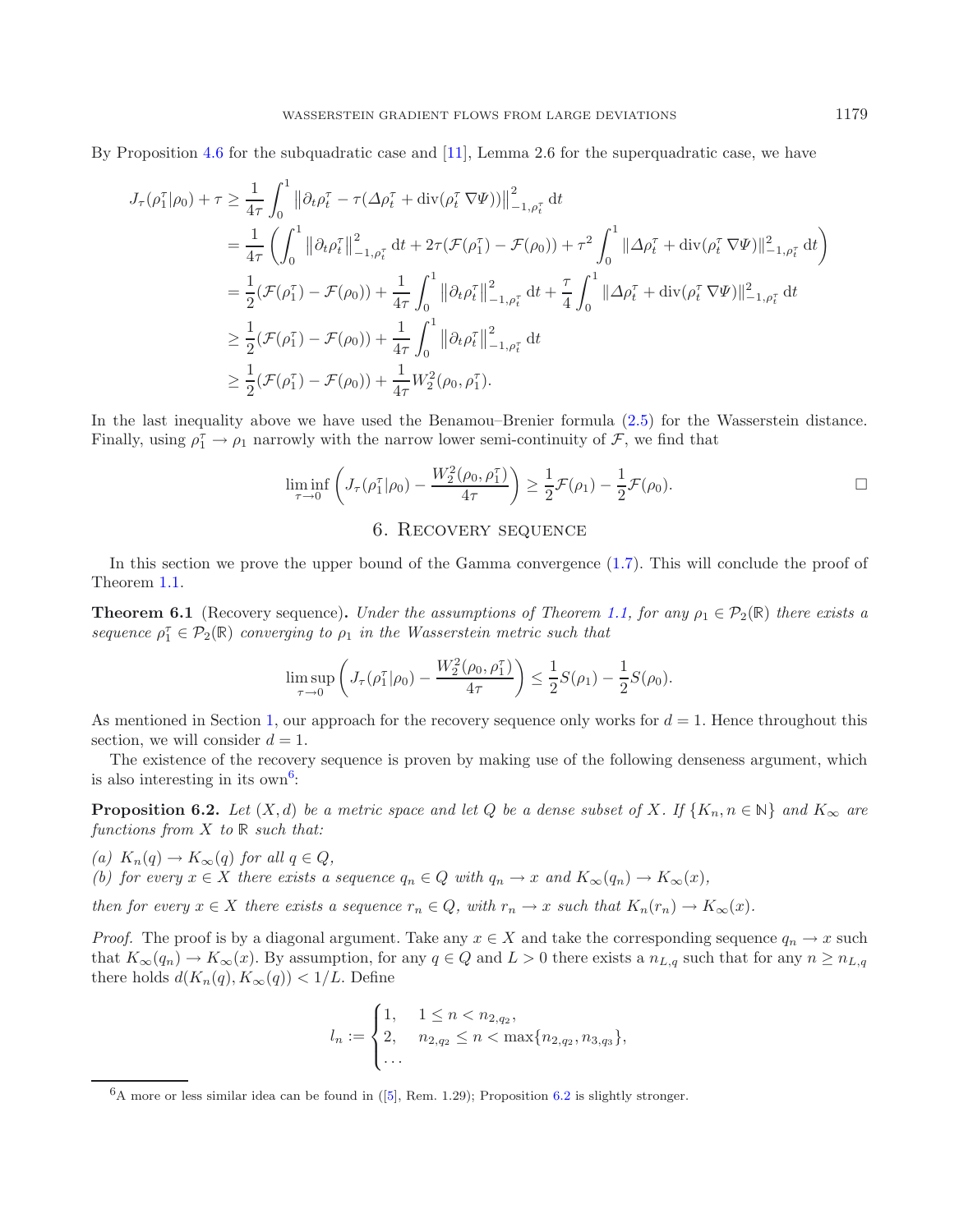By Proposition 4.6 for the subquadratic case and [11], Lemma 2.6 for the superquadratic case, we have

$$
\begin{aligned}
J_\tau(\rho_1^\tau|\rho_0) + \tau &\geq \frac{1}{4\tau}\int_0^1 \left\|\partial_t \rho_t^\tau - \tau(\Delta\rho_t^\tau + \operatorname{div}(\rho_t^\tau \nabla\Psi))\right\|_{-1,\rho_t^\tau}^2 \mathrm{d}t \\
&= \frac{1}{4\tau}\left(\int_0^1 \left\|\partial_t\rho_t^\tau\right\|_{-1,\rho_t^\tau}^2 \mathrm{d}t + 2\tau(\mathcal{F}(\rho_1^\tau) - \mathcal{F}(\rho_0)) + \tau^2\int_0^1 \|\Delta\rho_t^\tau + \operatorname{div}(\rho_t^\tau \nabla\Psi)\|_{-1,\rho_t^\tau}^2 \mathrm{d}t\right) \\
&= \frac{1}{2}(\mathcal{F}(\rho_1^\tau) - \mathcal{F}(\rho_0)) + \frac{1}{4\tau}\int_0^1 \left\|\partial_t\rho_t^\tau\right\|_{-1,\rho_t^\tau}^2 \mathrm{d}t + \frac{\tau}{4}\int_0^1 \|\Delta\rho_t^\tau + \operatorname{div}(\rho_t^\tau \nabla\Psi)\|_{-1,\rho_t^\tau}^2 \mathrm{d}t \\
&\geq \frac{1}{2}(\mathcal{F}(\rho_1^\tau) - \mathcal{F}(\rho_0)) + \frac{1}{4\tau}\int_0^1 \left\|\partial_t\rho_t^\tau\right\|_{-1,\rho_t^\tau}^2 \mathrm{d}t \\
&\geq \frac{1}{2}(\mathcal{F}(\rho_1^\tau) - \mathcal{F}(\rho_0)) + \frac{1}{4\tau}W_2^2(\rho_0, \rho_1^\tau).
\end{aligned}
$$

In the last inequality above we have used the Benamou–Brenier formula (2.5) for the Wasserstein distance. Finally, using $\rho_1^\tau \to \rho_1$ narrowly with the narrow lower semi-continuity of $\mathcal{F}$, we find that

$$
\liminf_{\tau\to 0}\left(J_\tau(\rho_1^\tau|\rho_0) - \frac{W_2^2(\rho_0,\rho_1^\tau)}{4\tau}\right) \geq \frac{1}{2}\mathcal{F}(\rho_1) - \frac{1}{2}\mathcal{F}(\rho_0). \qquad \square
$$

## 6. Recovery sequence

In this section we prove the upper bound of the Gamma convergence (1.7). This will conclude the proof of Theorem 1.1.

**Theorem 6.1** (Recovery sequence)**.** *Under the assumptions of Theorem 1.1, for any $\rho_1 \in \mathcal{P}_2(\mathbb{R})$ there exists a sequence $\rho_1^\tau \in \mathcal{P}_2(\mathbb{R})$ converging to $\rho_1$ in the Wasserstein metric such that*

$$
\limsup_{\tau\to 0}\left(J_\tau(\rho_1^\tau|\rho_0) - \frac{W_2^2(\rho_0,\rho_1^\tau)}{4\tau}\right) \leq \frac{1}{2}S(\rho_1) - \frac{1}{2}S(\rho_0).
$$

As mentioned in Section 1, our approach for the recovery sequence only works for $d = 1$. Hence throughout this section, we will consider $d = 1$.

The existence of the recovery sequence is proven by making use of the following denseness argument, which is also interesting in its own[6]:

**Proposition 6.2.** *Let $(X, d)$ be a metric space and let $Q$ be a dense subset of $X$. If $\{K_n, n \in \mathbb{N}\}$ and $K_\infty$ are functions from $X$ to $\mathbb{R}$ such that:*

*(a) $K_n(q) \to K_\infty(q)$ for all $q \in Q$,*
*(b) for every $x \in X$ there exists a sequence $q_n \in Q$ with $q_n \to x$ and $K_\infty(q_n) \to K_\infty(x)$,*

*then for every $x \in X$ there exists a sequence $r_n \in Q$, with $r_n \to x$ such that $K_n(r_n) \to K_\infty(x)$.*

*Proof.* The proof is by a diagonal argument. Take any $x \in X$ and take the corresponding sequence $q_n \to x$ such that $K_\infty(q_n) \to K_\infty(x)$. By assumption, for any $q \in Q$ and $L > 0$ there exists a $n_{L,q}$ such that for any $n \geq n_{L,q}$ there holds $d(K_n(q), K_\infty(q)) < 1/L$. Define

$$
l_n := \begin{cases} 1, & 1 \leq n < n_{2,q_2}, \\ 2, & n_{2,q_2} \leq n < \max\{n_{2,q_2}, n_{3,q_3}\}, \\ \dots \end{cases}
$$

[6] A more or less similar idea can be found in ([5], Rem. 1.29); Proposition 6.2 is slightly stronger.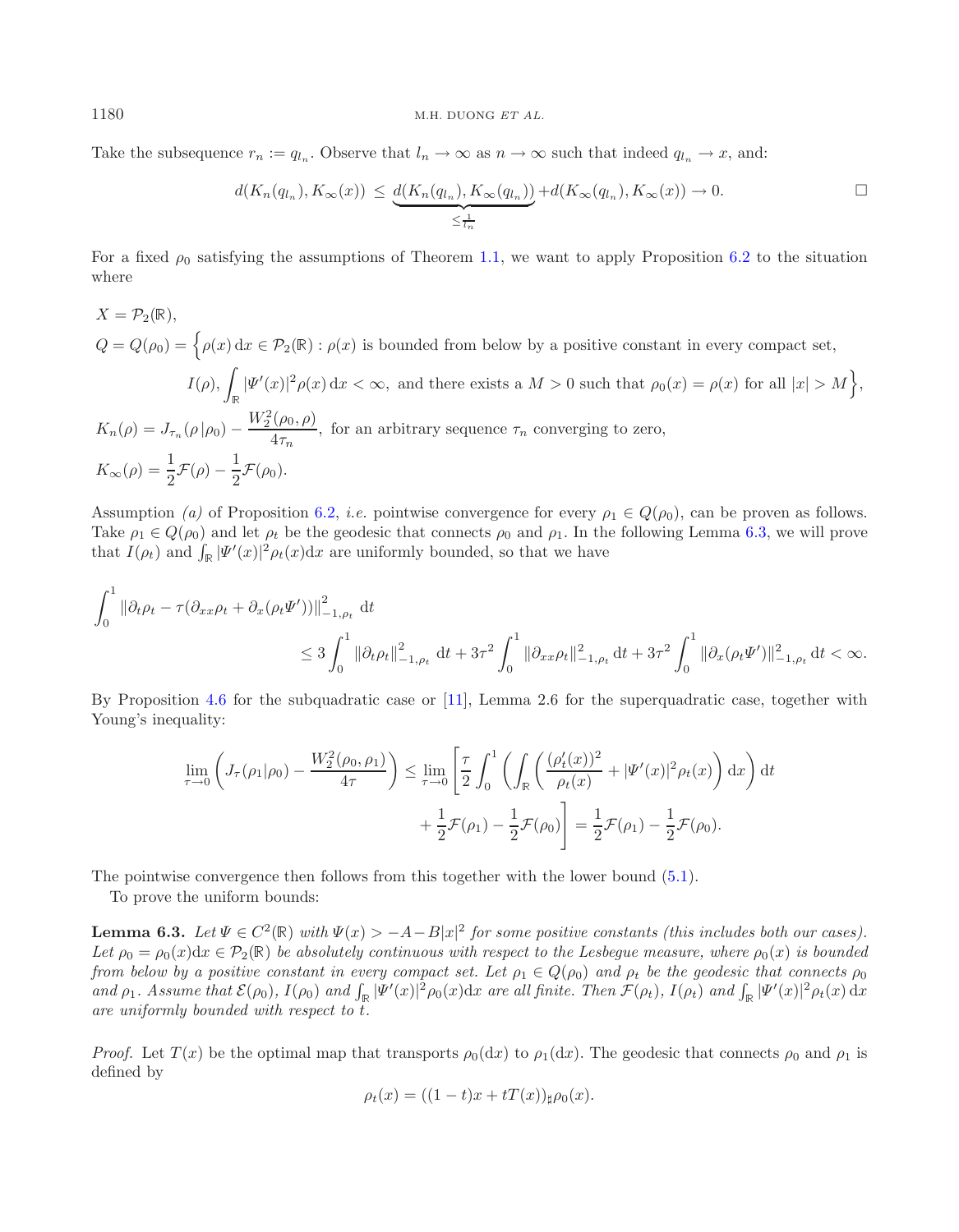Take the subsequence $r_n := q_{l_n}$. Observe that $l_n \to \infty$ as $n \to \infty$ such that indeed $q_{l_n} \to x$, and:

$$d(K_n(q_{l_n}), K_\infty(x)) \le \underbrace{d(K_n(q_{l_n}), K_\infty(q_{l_n}))}_{\le \frac{1}{l_n}} + d(K_\infty(q_{l_n}), K_\infty(x)) \to 0. \qquad \square$$

For a fixed $\rho_0$ satisfying the assumptions of Theorem 1.1, we want to apply Proposition 6.2 to the situation where

$$
\begin{aligned}
&X = \mathcal{P}_2(\mathbb{R}),\\
&Q = Q(\rho_0) = \Big\{\rho(x)\,\mathrm{d}x \in \mathcal{P}_2(\mathbb{R}) : \rho(x) \text{ is bounded from below by a positive constant in every compact set,}\\
&\qquad I(\rho), \int_{\mathbb{R}} |\Psi'(x)|^2 \rho(x)\,\mathrm{d}x < \infty, \text{ and there exists a } M > 0 \text{ such that } \rho_0(x) = \rho(x) \text{ for all } |x| > M\Big\},\\
&K_n(\rho) = J_{\tau_n}(\rho\,|\,\rho_0) - \frac{W_2^2(\rho_0, \rho)}{4\tau_n}, \text{ for an arbitrary sequence } \tau_n \text{ converging to zero,}\\
&K_\infty(\rho) = \frac{1}{2}\mathcal{F}(\rho) - \frac{1}{2}\mathcal{F}(\rho_0).
\end{aligned}
$$

Assumption *(a)* of Proposition 6.2, *i.e.* pointwise convergence for every $\rho_1 \in Q(\rho_0)$, can be proven as follows. Take $\rho_1 \in Q(\rho_0)$ and let $\rho_t$ be the geodesic that connects $\rho_0$ and $\rho_1$. In the following Lemma 6.3, we will prove that $I(\rho_t)$ and $\int_{\mathbb{R}} |\Psi'(x)|^2 \rho_t(x)\mathrm{d}x$ are uniformly bounded, so that we have

$$
\begin{aligned}
&\int_0^1 \|\partial_t \rho_t - \tau(\partial_{xx}\rho_t + \partial_x(\rho_t \Psi'))\|^2_{-1,\rho_t}\,\mathrm{d}t\\
&\qquad\le 3\int_0^1 \|\partial_t\rho_t\|^2_{-1,\rho_t}\,\mathrm{d}t + 3\tau^2 \int_0^1 \|\partial_{xx}\rho_t\|^2_{-1,\rho_t}\,\mathrm{d}t + 3\tau^2 \int_0^1 \|\partial_x(\rho_t\Psi')\|^2_{-1,\rho_t}\,\mathrm{d}t < \infty.
\end{aligned}
$$

By Proposition 4.6 for the subquadratic case or [11], Lemma 2.6 for the superquadratic case, together with Young's inequality:

$$
\begin{aligned}
\lim_{\tau\to 0}\left(J_\tau(\rho_1|\rho_0) - \frac{W_2^2(\rho_0,\rho_1)}{4\tau}\right) &\le \lim_{\tau \to 0}\left[\frac{\tau}{2}\int_0^1 \left(\int_{\mathbb{R}} \left(\frac{(\rho_t'(x))^2}{\rho_t(x)} + |\Psi'(x)|^2\rho_t(x)\right)\mathrm{d}x\right)\mathrm{d}t\right.\\
&\qquad \left. + \frac{1}{2}\mathcal{F}(\rho_1) - \frac{1}{2}\mathcal{F}(\rho_0)\right] = \frac{1}{2}\mathcal{F}(\rho_1) - \frac{1}{2}\mathcal{F}(\rho_0).
\end{aligned}
$$

The pointwise convergence then follows from this together with the lower bound (5.1).

To prove the uniform bounds:

**Lemma 6.3.** *Let $\Psi \in C^2(\mathbb{R})$ with $\Psi(x) > -A - B|x|^2$ for some positive constants (this includes both our cases). Let $\rho_0 = \rho_0(x)\mathrm{d}x \in \mathcal{P}_2(\mathbb{R})$ be absolutely continuous with respect to the Lesbegue measure, where $\rho_0(x)$ is bounded from below by a positive constant in every compact set. Let $\rho_1 \in Q(\rho_0)$ and $\rho_t$ be the geodesic that connects $\rho_0$ and $\rho_1$. Assume that $\mathcal{E}(\rho_0)$, $I(\rho_0)$ and $\int_{\mathbb{R}} |\Psi'(x)|^2\rho_0(x)\mathrm{d}x$ are all finite. Then $\mathcal{F}(\rho_t)$, $I(\rho_t)$ and $\int_{\mathbb{R}} |\Psi'(x)|^2 \rho_t(x)\,\mathrm{d}x$ are uniformly bounded with respect to $t$.*

*Proof.* Let $T(x)$ be the optimal map that transports $\rho_0(\mathrm{d}x)$ to $\rho_1(\mathrm{d}x)$. The geodesic that connects $\rho_0$ and $\rho_1$ is defined by

$$\rho_t(x) = ((1-t)x + tT(x))_\sharp \rho_0(x).$$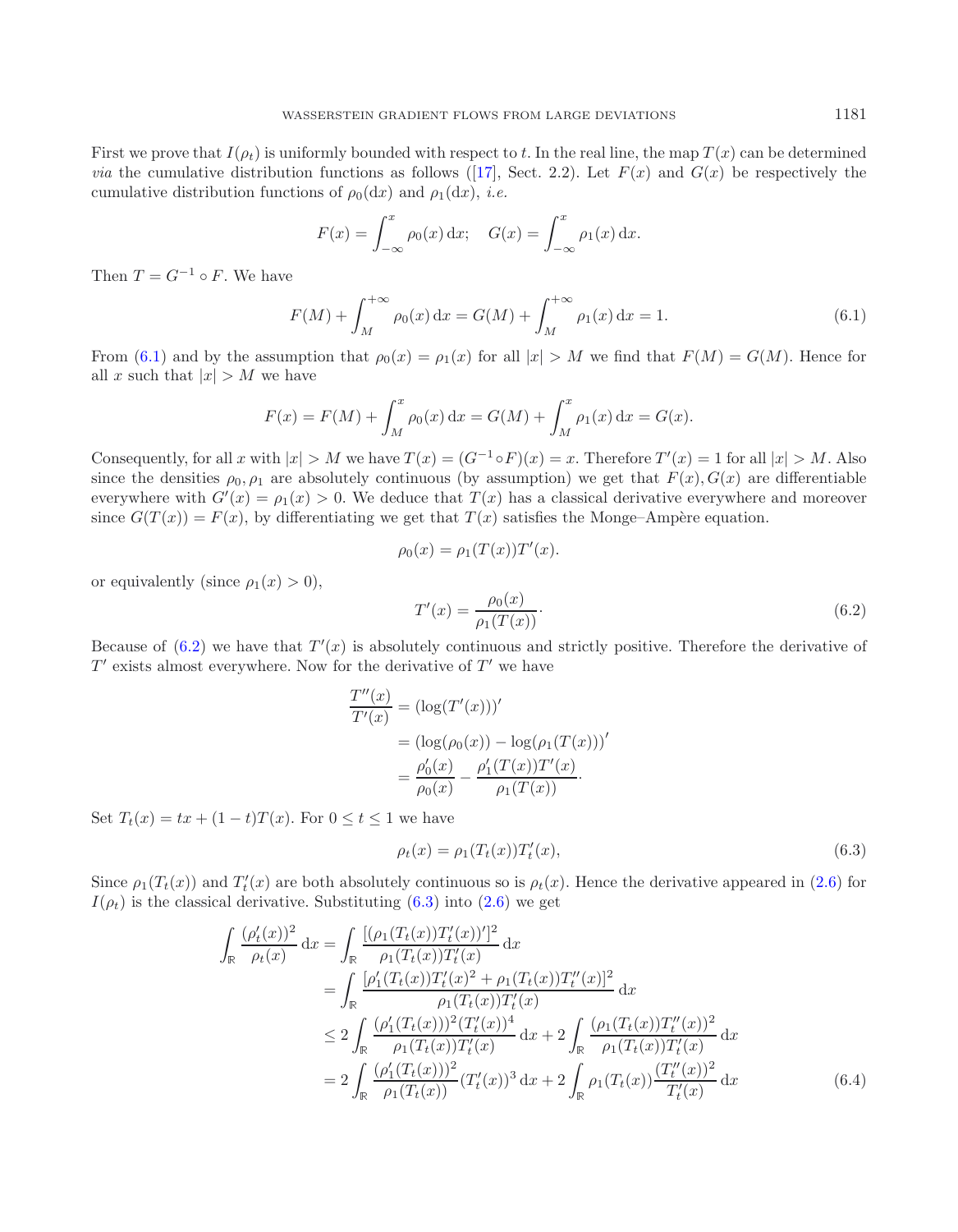First we prove that $I(\rho_t)$ is uniformly bounded with respect to $t$. In the real line, the map $T(x)$ can be determined *via* the cumulative distribution functions as follows ([17], Sect. 2.2). Let $F(x)$ and $G(x)$ be respectively the cumulative distribution functions of $\rho_0(\mathrm{d}x)$ and $\rho_1(\mathrm{d}x)$, *i.e.*

$$F(x) = \int_{-\infty}^{x} \rho_0(x)\,\mathrm{d}x; \quad G(x) = \int_{-\infty}^{x} \rho_1(x)\,\mathrm{d}x.$$

Then $T = G^{-1} \circ F$. We have

$$F(M) + \int_{M}^{+\infty} \rho_0(x)\,\mathrm{d}x = G(M) + \int_{M}^{+\infty} \rho_1(x)\,\mathrm{d}x = 1. \tag{6.1}$$

From (6.1) and by the assumption that $\rho_0(x) = \rho_1(x)$ for all $|x| > M$ we find that $F(M) = G(M)$. Hence for all $x$ such that $|x| > M$ we have

$$F(x) = F(M) + \int_{M}^{x} \rho_0(x)\,\mathrm{d}x = G(M) + \int_{M}^{x} \rho_1(x)\,\mathrm{d}x = G(x).$$

Consequently, for all $x$ with $|x| > M$ we have $T(x) = (G^{-1} \circ F)(x) = x$. Therefore $T'(x) = 1$ for all $|x| > M$. Also since the densities $\rho_0, \rho_1$ are absolutely continuous (by assumption) we get that $F(x), G(x)$ are differentiable everywhere with $G'(x) = \rho_1(x) > 0$. We deduce that $T(x)$ has a classical derivative everywhere and moreover since $G(T(x)) = F(x)$, by differentiating we get that $T(x)$ satisfies the Monge–Ampère equation.

$$\rho_0(x) = \rho_1(T(x))T'(x).$$

or equivalently (since $\rho_1(x) > 0$),

$$T'(x) = \frac{\rho_0(x)}{\rho_1(T(x))}. \tag{6.2}$$

Because of (6.2) we have that $T'(x)$ is absolutely continuous and strictly positive. Therefore the derivative of $T'$ exists almost everywhere. Now for the derivative of $T'$ we have

$$\begin{aligned}
\frac{T''(x)}{T'(x)} &= (\log(T'(x)))' \\
&= (\log(\rho_0(x)) - \log(\rho_1(T(x)))' \\
&= \frac{\rho_0'(x)}{\rho_0(x)} - \frac{\rho_1'(T(x))T'(x)}{\rho_1(T(x))}.
\end{aligned}$$

Set $T_t(x) = tx + (1-t)T(x)$. For $0 \le t \le 1$ we have

$$\rho_t(x) = \rho_1(T_t(x))T_t'(x), \tag{6.3}$$

Since $\rho_1(T_t(x))$ and $T_t'(x)$ are both absolutely continuous so is $\rho_t(x)$. Hence the derivative appeared in (2.6) for $I(\rho_t)$ is the classical derivative. Substituting (6.3) into (2.6) we get

$$\begin{aligned}
\int_{\mathbb{R}} \frac{(\rho_t'(x))^2}{\rho_t(x)}\,\mathrm{d}x &= \int_{\mathbb{R}} \frac{[(\rho_1(T_t(x))T_t'(x))']^2}{\rho_1(T_t(x))T_t'(x)}\,\mathrm{d}x \\
&= \int_{\mathbb{R}} \frac{[\rho_1'(T_t(x))T_t'(x)^2 + \rho_1(T_t(x))T_t''(x)]^2}{\rho_1(T_t(x))T_t'(x)}\,\mathrm{d}x \\
&\le 2\int_{\mathbb{R}} \frac{(\rho_1'(T_t(x)))^2(T_t'(x))^4}{\rho_1(T_t(x))T_t'(x)}\,\mathrm{d}x + 2\int_{\mathbb{R}} \frac{(\rho_1(T_t(x))T_t''(x))^2}{\rho_1(T_t(x))T_t'(x)}\,\mathrm{d}x \\
&= 2\int_{\mathbb{R}} \frac{(\rho_1'(T_t(x)))^2}{\rho_1(T_t(x))}(T_t'(x))^3\,\mathrm{d}x + 2\int_{\mathbb{R}} \rho_1(T_t(x))\frac{(T_t''(x))^2}{T_t'(x)}\,\mathrm{d}x
\end{aligned} \tag{6.4}$$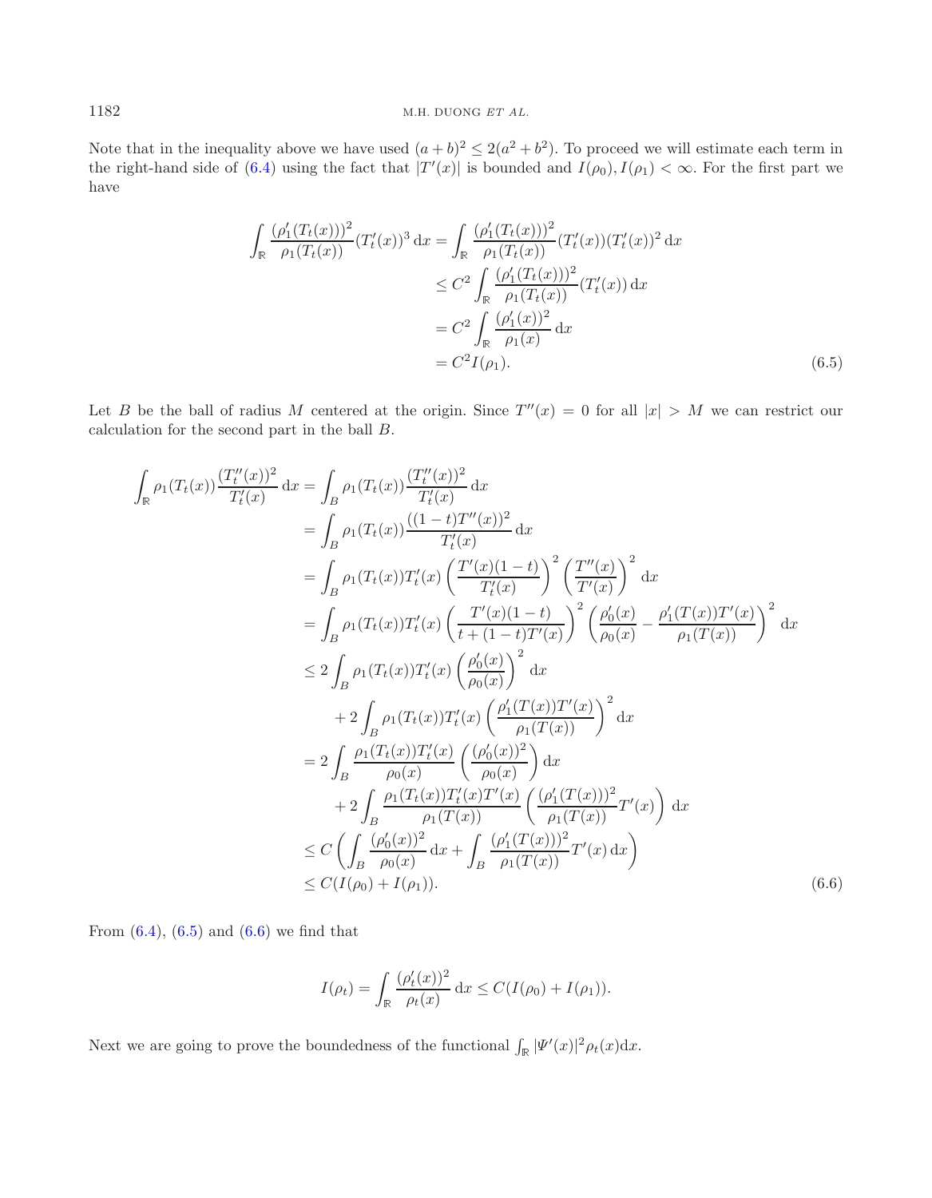Note that in the inequality above we have used $(a+b)^2 \le 2(a^2+b^2)$. To proceed we will estimate each term in the right-hand side of (6.4) using the fact that $|T'(x)|$ is bounded and $I(\rho_0), I(\rho_1) < \infty$. For the first part we have

$$
\begin{aligned}
\int_{\mathbb{R}} \frac{(\rho_1'(T_t(x)))^2}{\rho_1(T_t(x))}(T_t'(x))^3 \,\mathrm{d}x &= \int_{\mathbb{R}} \frac{(\rho_1'(T_t(x)))^2}{\rho_1(T_t(x))}(T_t'(x))(T_t'(x))^2 \,\mathrm{d}x \\
&\le C^2 \int_{\mathbb{R}} \frac{(\rho_1'(T_t(x)))^2}{\rho_1(T_t(x))}(T_t'(x)) \,\mathrm{d}x \\
&= C^2 \int_{\mathbb{R}} \frac{(\rho_1'(x))^2}{\rho_1(x)} \,\mathrm{d}x \\
&= C^2 I(\rho_1).
\end{aligned} \tag{6.5}
$$

Let $B$ be the ball of radius $M$ centered at the origin. Since $T''(x) = 0$ for all $|x| > M$ we can restrict our calculation for the second part in the ball $B$.

$$
\begin{aligned}
\int_{\mathbb{R}} \rho_1(T_t(x)) \frac{(T_t''(x))^2}{T_t'(x)} \,\mathrm{d}x &= \int_B \rho_1(T_t(x)) \frac{(T_t''(x))^2}{T_t'(x)} \,\mathrm{d}x \\
&= \int_B \rho_1(T_t(x)) \frac{((1-t)T''(x))^2}{T_t'(x)} \,\mathrm{d}x \\
&= \int_B \rho_1(T_t(x)) T_t'(x) \left(\frac{T'(x)(1-t)}{T_t'(x)}\right)^2 \left(\frac{T''(x)}{T'(x)}\right)^2 \,\mathrm{d}x \\
&= \int_B \rho_1(T_t(x)) T_t'(x) \left(\frac{T'(x)(1-t)}{t+(1-t)T'(x)}\right)^2 \left(\frac{\rho_0'(x)}{\rho_0(x)} - \frac{\rho_1'(T(x))T'(x)}{\rho_1(T(x))}\right)^2 \,\mathrm{d}x \\
&\le 2\int_B \rho_1(T_t(x)) T_t'(x) \left(\frac{\rho_0'(x)}{\rho_0(x)}\right)^2 \,\mathrm{d}x \\
&\quad + 2\int_B \rho_1(T_t(x)) T_t'(x) \left(\frac{\rho_1'(T(x))T'(x)}{\rho_1(T(x))}\right)^2 \,\mathrm{d}x \\
&= 2\int_B \frac{\rho_1(T_t(x)) T_t'(x)}{\rho_0(x)} \left(\frac{(\rho_0'(x))^2}{\rho_0(x)}\right) \,\mathrm{d}x \\
&\quad + 2\int_B \frac{\rho_1(T_t(x)) T_t'(x) T'(x)}{\rho_1(T(x))} \left(\frac{(\rho_1'(T(x)))^2}{\rho_1(T(x))} T'(x)\right) \,\mathrm{d}x \\
&\le C\left(\int_B \frac{(\rho_0'(x))^2}{\rho_0(x)} \,\mathrm{d}x + \int_B \frac{(\rho_1'(T(x)))^2}{\rho_1(T(x))} T'(x) \,\mathrm{d}x\right) \\
&\le C(I(\rho_0) + I(\rho_1)).
\end{aligned} \tag{6.6}
$$

From (6.4), (6.5) and (6.6) we find that

$$
I(\rho_t) = \int_{\mathbb{R}} \frac{(\rho_t'(x))^2}{\rho_t(x)} \,\mathrm{d}x \le C(I(\rho_0) + I(\rho_1)).
$$

Next we are going to prove the boundedness of the functional $\int_{\mathbb{R}} |\Psi'(x)|^2 \rho_t(x) \mathrm{d}x$.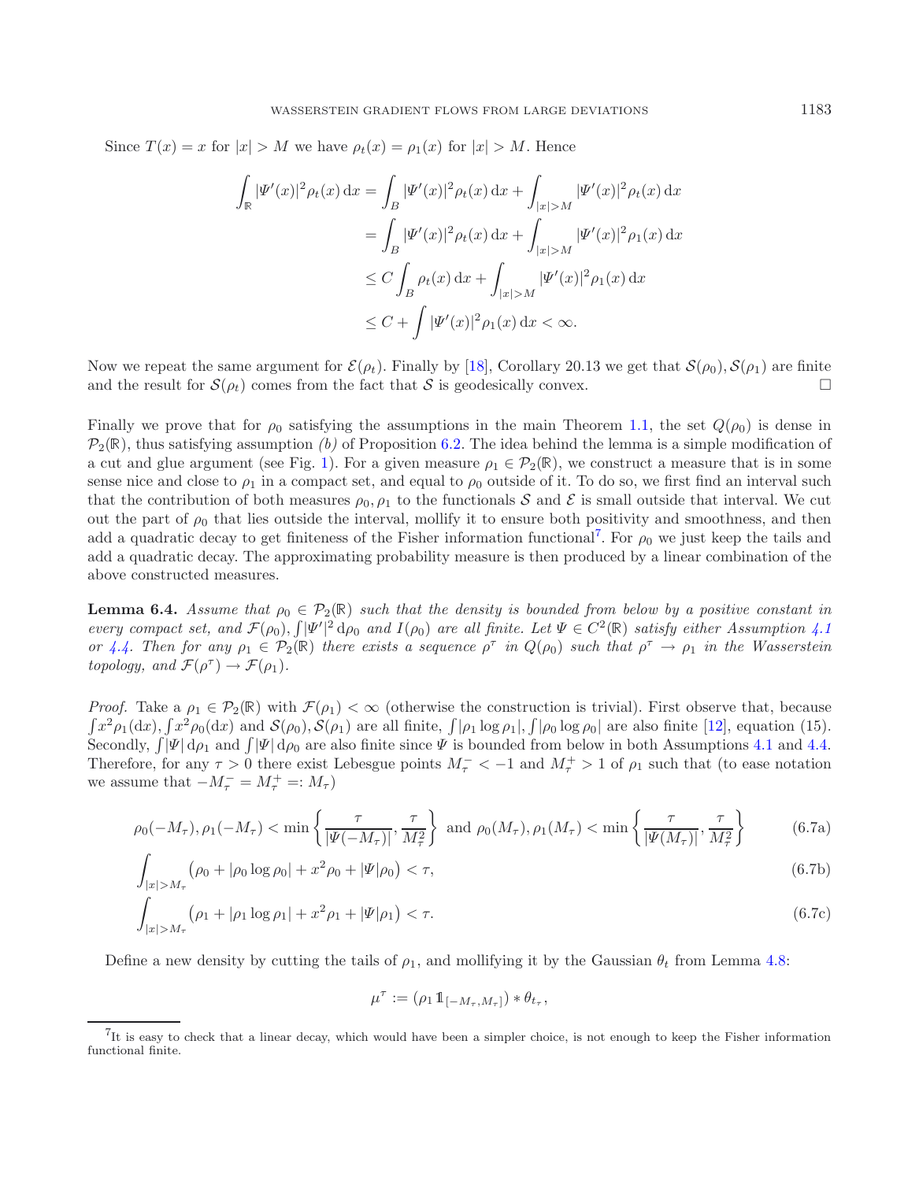Since $T(x) = x$ for $|x| > M$ we have $\rho_t(x) = \rho_1(x)$ for $|x| > M$. Hence

$$
\begin{aligned}
\int_{\mathbb{R}} |\Psi'(x)|^2 \rho_t(x)\,\mathrm{d}x &= \int_B |\Psi'(x)|^2 \rho_t(x)\,\mathrm{d}x + \int_{|x|>M} |\Psi'(x)|^2 \rho_t(x)\,\mathrm{d}x \\
&= \int_B |\Psi'(x)|^2 \rho_t(x)\,\mathrm{d}x + \int_{|x|>M} |\Psi'(x)|^2 \rho_1(x)\,\mathrm{d}x \\
&\leq C \int_B \rho_t(x)\,\mathrm{d}x + \int_{|x|>M} |\Psi'(x)|^2 \rho_1(x)\,\mathrm{d}x \\
&\leq C + \int |\Psi'(x)|^2 \rho_1(x)\,\mathrm{d}x < \infty.
\end{aligned}
$$

Now we repeat the same argument for $\mathcal{E}(\rho_t)$. Finally by [18], Corollary 20.13 we get that $\mathcal{S}(\rho_0), \mathcal{S}(\rho_1)$ are finite and the result for $\mathcal{S}(\rho_t)$ comes from the fact that $\mathcal{S}$ is geodesically convex. □

Finally we prove that for $\rho_0$ satisfying the assumptions in the main Theorem 1.1, the set $Q(\rho_0)$ is dense in $\mathcal{P}_2(\mathbb{R})$, thus satisfying assumption *(b)* of Proposition 6.2. The idea behind the lemma is a simple modification of a cut and glue argument (see Fig. 1). For a given measure $\rho_1 \in \mathcal{P}_2(\mathbb{R})$, we construct a measure that is in some sense nice and close to $\rho_1$ in a compact set, and equal to $\rho_0$ outside of it. To do so, we first find an interval such that the contribution of both measures $\rho_0, \rho_1$ to the functionals $\mathcal{S}$ and $\mathcal{E}$ is small outside that interval. We cut out the part of $\rho_0$ that lies outside the interval, mollify it to ensure both positivity and smoothness, and then add a quadratic decay to get finiteness of the Fisher information functional[7]. For $\rho_0$ we just keep the tails and add a quadratic decay. The approximating probability measure is then produced by a linear combination of the above constructed measures.

**Lemma 6.4.** *Assume that $\rho_0 \in \mathcal{P}_2(\mathbb{R})$ such that the density is bounded from below by a positive constant in every compact set, and $\mathcal{F}(\rho_0)$, $\int |\Psi'|^2\,\mathrm{d}\rho_0$ and $I(\rho_0)$ are all finite. Let $\Psi \in C^2(\mathbb{R})$ satisfy either Assumption 4.1 or 4.4. Then for any $\rho_1 \in \mathcal{P}_2(\mathbb{R})$ there exists a sequence $\rho^\tau$ in $Q(\rho_0)$ such that $\rho^\tau \to \rho_1$ in the Wasserstein topology, and $\mathcal{F}(\rho^\tau) \to \mathcal{F}(\rho_1)$.*

*Proof.* Take a $\rho_1 \in \mathcal{P}_2(\mathbb{R})$ with $\mathcal{F}(\rho_1) < \infty$ (otherwise the construction is trivial). First observe that, because $\int x^2 \rho_1(\mathrm{d}x), \int x^2 \rho_0(\mathrm{d}x)$ and $\mathcal{S}(\rho_0), \mathcal{S}(\rho_1)$ are all finite, $\int |\rho_1 \log \rho_1|, \int |\rho_0 \log \rho_0|$ are also finite [12], equation (15). Secondly, $\int |\Psi|\,\mathrm{d}\rho_1$ and $\int |\Psi|\,\mathrm{d}\rho_0$ are also finite since $\Psi$ is bounded from below in both Assumptions 4.1 and 4.4. Therefore, for any $\tau > 0$ there exist Lebesgue points $M_\tau^- < -1$ and $M_\tau^+ > 1$ of $\rho_1$ such that (to ease notation we assume that $-M_\tau^- = M_\tau^+ =: M_\tau$)

$$
\rho_0(-M_\tau), \rho_1(-M_\tau) < \min\left\{\frac{\tau}{|\Psi(-M_\tau)|}, \frac{\tau}{M_\tau^2}\right\} \text{ and } \rho_0(M_\tau), \rho_1(M_\tau) < \min\left\{\frac{\tau}{|\Psi(M_\tau)|}, \frac{\tau}{M_\tau^2}\right\} \tag{6.7a}
$$

$$
\int_{|x|>M_\tau} \left(\rho_0 + |\rho_0 \log \rho_0| + x^2 \rho_0 + |\Psi| \rho_0\right) < \tau, \tag{6.7b}
$$

$$
\int_{|x|>M_\tau} \left(\rho_1 + |\rho_1 \log \rho_1| + x^2 \rho_1 + |\Psi| \rho_1\right) < \tau. \tag{6.7c}
$$

Define a new density by cutting the tails of $\rho_1$, and mollifying it by the Gaussian $\theta_t$ from Lemma 4.8:

$$
\mu^\tau := (\rho_1 \mathbb{1}_{[-M_\tau, M_\tau]}) * \theta_{t_\tau},
$$

[7] It is easy to check that a linear decay, which would have been a simpler choice, is not enough to keep the Fisher information functional finite.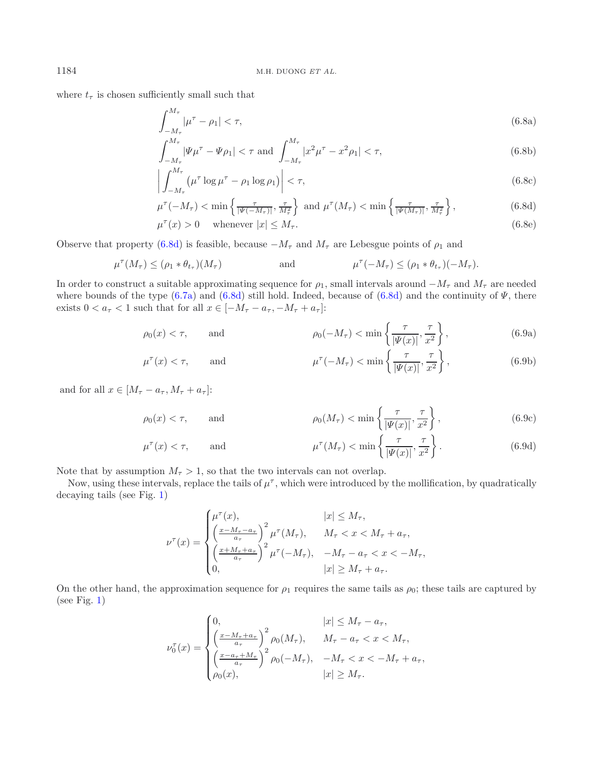where $t_\tau$ is chosen sufficiently small such that

$$\int_{-M_\tau}^{M_\tau} |\mu^\tau - \rho_1| < \tau, \tag{6.8a}$$

$$\int_{-M_\tau}^{M_\tau} |\Psi\mu^\tau - \Psi\rho_1| < \tau \text{ and } \int_{-M_\tau}^{M_\tau} |x^2\mu^\tau - x^2\rho_1| < \tau, \tag{6.8b}$$

$$\left| \int_{-M_\tau}^{M_\tau} \left(\mu^\tau \log \mu^\tau - \rho_1 \log \rho_1\right) \right| < \tau, \tag{6.8c}$$

$$\mu^\tau(-M_\tau) < \min\left\{\tfrac{\tau}{|\Psi(-M_\tau)|}, \tfrac{\tau}{M_\tau^2}\right\} \text{ and } \mu^\tau(M_\tau) < \min\left\{\tfrac{\tau}{|\Psi(M_\tau)|}, \tfrac{\tau}{M_\tau^2}\right\}, \tag{6.8d}$$

$$\mu^\tau(x) > 0 \quad \text{ whenever } |x| \le M_\tau. \tag{6.8e}$$

Observe that property (6.8d) is feasible, because $-M_\tau$ and $M_\tau$ are Lebesgue points of $\rho_1$ and

$$\mu^\tau(M_\tau) \le (\rho_1 * \theta_{t_\tau})(M_\tau) \qquad \text{and} \qquad \mu^\tau(-M_\tau) \le (\rho_1 * \theta_{t_\tau})(-M_\tau).$$

In order to construct a suitable approximating sequence for $\rho_1$, small intervals around $-M_\tau$ and $M_\tau$ are needed where bounds of the type (6.7a) and (6.8d) still hold. Indeed, because of (6.8d) and the continuity of $\Psi$, there exists $0 < a_\tau < 1$ such that for all $x \in [-M_\tau - a_\tau, -M_\tau + a_\tau]$:

$$\rho_0(x) < \tau, \qquad \text{and} \qquad \rho_0(-M_\tau) < \min\left\{\frac{\tau}{|\Psi(x)|}, \frac{\tau}{x^2}\right\}, \tag{6.9a}$$

$$\mu^\tau(x) < \tau, \qquad \text{and} \qquad \mu^\tau(-M_\tau) < \min\left\{\frac{\tau}{|\Psi(x)|}, \frac{\tau}{x^2}\right\}, \tag{6.9b}$$

and for all $x \in [M_\tau - a_\tau, M_\tau + a_\tau]$:

$$\rho_0(x) < \tau, \qquad \text{and} \qquad \rho_0(M_\tau) < \min\left\{\frac{\tau}{|\Psi(x)|}, \frac{\tau}{x^2}\right\}, \tag{6.9c}$$

$$\mu^\tau(x) < \tau, \qquad \text{and} \qquad \mu^\tau(M_\tau) < \min\left\{\frac{\tau}{|\Psi(x)|}, \frac{\tau}{x^2}\right\}. \tag{6.9d}$$

Note that by assumption $M_\tau > 1$, so that the two intervals can not overlap.

Now, using these intervals, replace the tails of $\mu^\tau$, which were introduced by the mollification, by quadratically decaying tails (see Fig. 1)

$$\nu^\tau(x) = \begin{cases} \mu^\tau(x), & |x| \le M_\tau, \\ \left(\frac{x - M_\tau - a_\tau}{a_\tau}\right)^2 \mu^\tau(M_\tau), & M_\tau < x < M_\tau + a_\tau, \\ \left(\frac{x + M_\tau + a_\tau}{a_\tau}\right)^2 \mu^\tau(-M_\tau), & -M_\tau - a_\tau < x < -M_\tau, \\ 0, & |x| \ge M_\tau + a_\tau. \end{cases}$$

On the other hand, the approximation sequence for $\rho_1$ requires the same tails as $\rho_0$; these tails are captured by (see Fig. 1)

$$\nu_0^\tau(x) = \begin{cases} 0, & |x| \le M_\tau - a_\tau, \\ \left(\frac{x - M_\tau + a_\tau}{a_\tau}\right)^2 \rho_0(M_\tau), & M_\tau - a_\tau < x < M_\tau, \\ \left(\frac{x - a_\tau + M_\tau}{a_\tau}\right)^2 \rho_0(-M_\tau), & -M_\tau < x < -M_\tau + a_\tau, \\ \rho_0(x), & |x| \ge M_\tau. \end{cases}$$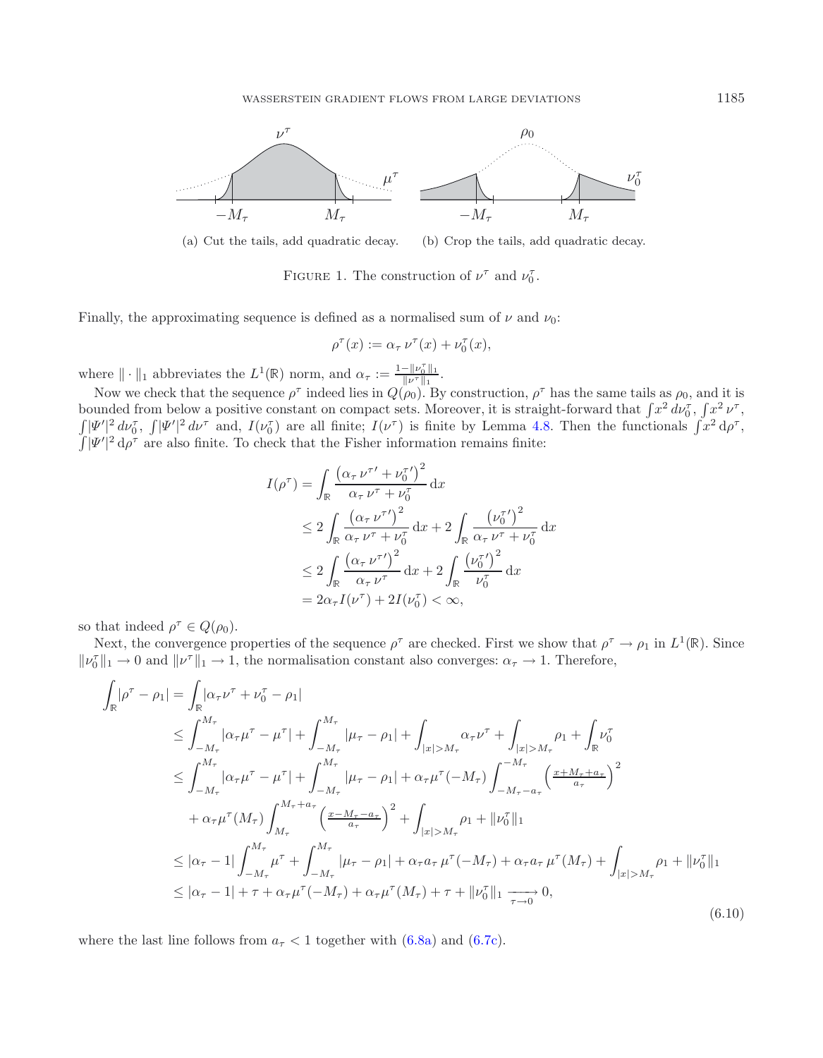(a) Cut the tails, add quadratic decay. (b) Crop the tails, add quadratic decay.

FIGURE 1. The construction of $\nu^\tau$ and $\nu_0^\tau$.

Finally, the approximating sequence is defined as a normalised sum of $\nu$ and $\nu_0$:

$$\rho^\tau(x) := \alpha_\tau\, \nu^\tau(x) + \nu_0^\tau(x),$$

where $\|\cdot\|_1$ abbreviates the $L^1(\mathbb{R})$ norm, and $\alpha_\tau := \frac{1-\|\nu_0^\tau\|_1}{\|\nu^\tau\|_1}$.

Now we check that the sequence $\rho^\tau$ indeed lies in $Q(\rho_0)$. By construction, $\rho^\tau$ has the same tails as $\rho_0$, and it is bounded from below a positive constant on compact sets. Moreover, it is straight-forward that $\int x^2\, d\nu_0^\tau$, $\int x^2\, \nu^\tau$, $\int |\Psi'|^2\, d\nu_0^\tau$, $\int |\Psi'|^2\, d\nu^\tau$ and, $I(\nu_0^\tau)$ are all finite; $I(\nu^\tau)$ is finite by Lemma 4.8. Then the functionals $\int x^2\, \mathrm{d}\rho^\tau$, $\int |\Psi'|^2\, \mathrm{d}\rho^\tau$ are also finite. To check that the Fisher information remains finite:

$$\begin{aligned}
I(\rho^\tau) &= \int_{\mathbb{R}} \frac{\left(\alpha_\tau\, \nu^{\tau\prime} + \nu_0^{\tau\prime}\right)^2}{\alpha_\tau\, \nu^\tau + \nu_0^\tau}\, \mathrm{d}x \\
&\le 2\int_{\mathbb{R}} \frac{\left(\alpha_\tau\, \nu^{\tau\prime}\right)^2}{\alpha_\tau\, \nu^\tau + \nu_0^\tau}\, \mathrm{d}x + 2\int_{\mathbb{R}} \frac{\left(\nu_0^{\tau\prime}\right)^2}{\alpha_\tau\, \nu^\tau + \nu_0^\tau}\, \mathrm{d}x \\
&\le 2\int_{\mathbb{R}} \frac{\left(\alpha_\tau\, \nu^{\tau\prime}\right)^2}{\alpha_\tau\, \nu^\tau}\, \mathrm{d}x + 2\int_{\mathbb{R}} \frac{\left(\nu_0^{\tau\prime}\right)^2}{\nu_0^\tau}\, \mathrm{d}x \\
&= 2\alpha_\tau I(\nu^\tau) + 2I(\nu_0^\tau) < \infty,
\end{aligned}$$

so that indeed $\rho^\tau \in Q(\rho_0)$.

Next, the convergence properties of the sequence $\rho^\tau$ are checked. First we show that $\rho^\tau \to \rho_1$ in $L^1(\mathbb{R})$. Since $\|\nu_0^\tau\|_1 \to 0$ and $\|\nu^\tau\|_1 \to 1$, the normalisation constant also converges: $\alpha_\tau \to 1$. Therefore,

$$\begin{aligned}
\int_{\mathbb{R}} |\rho^\tau - \rho_1| &= \int_{\mathbb{R}} |\alpha_\tau \nu^\tau + \nu_0^\tau - \rho_1| \\
&\le \int_{-M_\tau}^{M_\tau} |\alpha_\tau \mu^\tau - \mu^\tau| + \int_{-M_\tau}^{M_\tau} |\mu_\tau - \rho_1| + \int_{|x|>M_\tau} \alpha_\tau \nu^\tau + \int_{|x|>M_\tau} \rho_1 + \int_{\mathbb{R}} \nu_0^\tau \\
&\le \int_{-M_\tau}^{M_\tau} |\alpha_\tau \mu^\tau - \mu^\tau| + \int_{-M_\tau}^{M_\tau} |\mu_\tau - \rho_1| + \alpha_\tau \mu^\tau(-M_\tau) \int_{-M_\tau - a_\tau}^{-M_\tau} \left(\tfrac{x+M_\tau+a_\tau}{a_\tau}\right)^2 \\
&\quad + \alpha_\tau \mu^\tau(M_\tau) \int_{M_\tau}^{M_\tau + a_\tau} \left(\tfrac{x-M_\tau-a_\tau}{a_\tau}\right)^2 + \int_{|x|>M_\tau} \rho_1 + \|\nu_0^\tau\|_1 \\
&\le |\alpha_\tau - 1| \int_{-M_\tau}^{M_\tau} \mu^\tau + \int_{-M_\tau}^{M_\tau} |\mu_\tau - \rho_1| + \alpha_\tau a_\tau\, \mu^\tau(-M_\tau) + \alpha_\tau a_\tau\, \mu^\tau(M_\tau) + \int_{|x|>M_\tau} \rho_1 + \|\nu_0^\tau\|_1 \\
&\le |\alpha_\tau - 1| + \tau + \alpha_\tau \mu^\tau(-M_\tau) + \alpha_\tau \mu^\tau(M_\tau) + \tau + \|\nu_0^\tau\|_1 \xrightarrow[\tau\to 0]{} 0,
\end{aligned} \tag{6.10}$$

where the last line follows from $a_\tau < 1$ together with (6.8a) and (6.7c).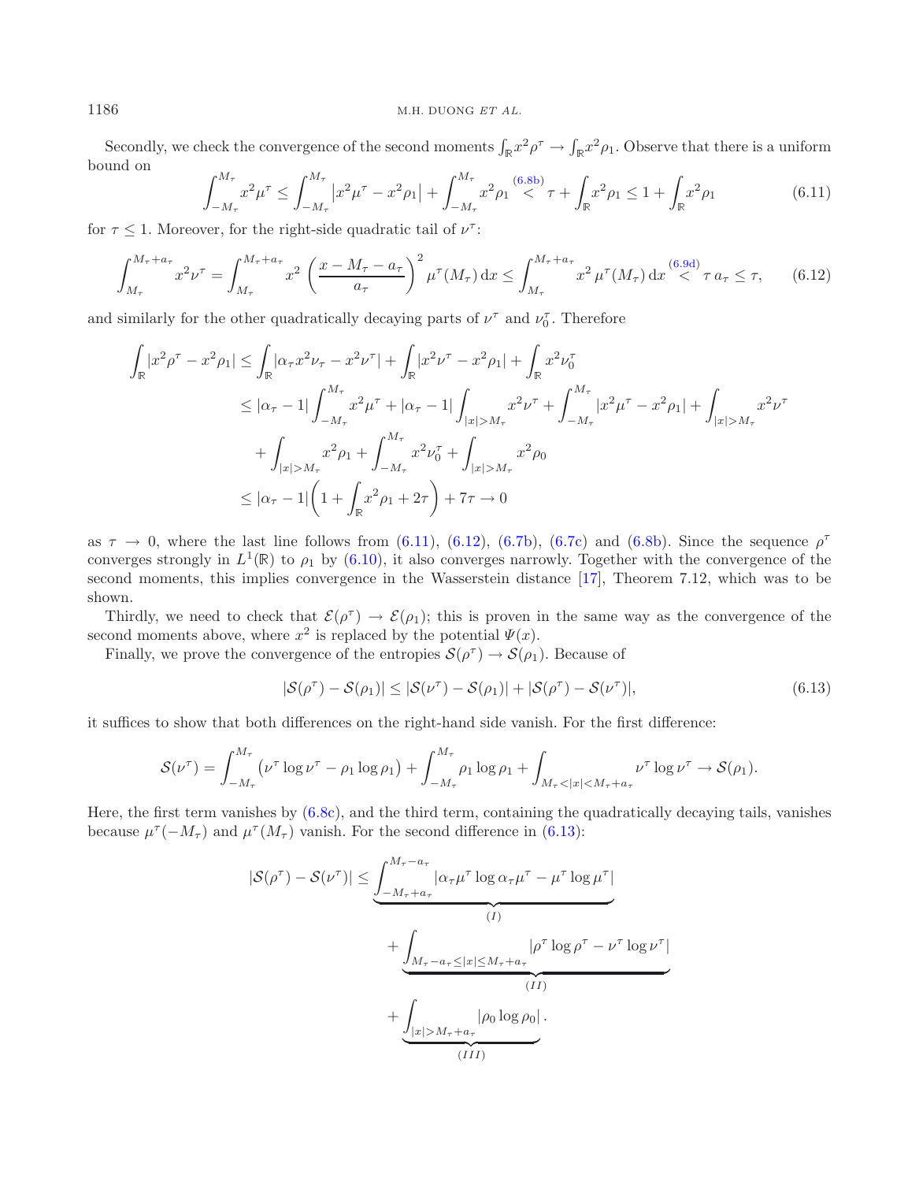Secondly, we check the convergence of the second moments $\int_{\mathbb{R}} x^2\rho^\tau \to \int_{\mathbb{R}} x^2\rho_1$. Observe that there is a uniform bound on

$$\int_{-M_\tau}^{M_\tau} x^2\mu^\tau \le \int_{-M_\tau}^{M_\tau} \left|x^2\mu^\tau - x^2\rho_1\right| + \int_{-M_\tau}^{M_\tau} x^2\rho_1 \overset{(6.8b)}{<} \tau + \int_{\mathbb{R}} x^2\rho_1 \le 1 + \int_{\mathbb{R}} x^2\rho_1 \tag{6.11}$$

for $\tau \le 1$. Moreover, for the right-side quadratic tail of $\nu^\tau$:

$$\int_{M_\tau}^{M_\tau+a_\tau} x^2\nu^\tau = \int_{M_\tau}^{M_\tau+a_\tau} x^2 \left(\frac{x - M_\tau - a_\tau}{a_\tau}\right)^2 \mu^\tau(M_\tau)\,\mathrm{d}x \le \int_{M_\tau}^{M_\tau+a_\tau} x^2\,\mu^\tau(M_\tau)\,\mathrm{d}x \overset{(6.9d)}{<} \tau\, a_\tau \le \tau, \tag{6.12}$$

and similarly for the other quadratically decaying parts of $\nu^\tau$ and $\nu_0^\tau$. Therefore

$$\begin{aligned}
\int_{\mathbb{R}} |x^2\rho^\tau - x^2\rho_1| &\le \int_{\mathbb{R}} |\alpha_\tau x^2\nu_\tau - x^2\nu^\tau| + \int_{\mathbb{R}} |x^2\nu^\tau - x^2\rho_1| + \int_{\mathbb{R}} x^2\nu_0^\tau \\
&\le |\alpha_\tau - 1| \int_{-M_\tau}^{M_\tau} x^2\mu^\tau + |\alpha_\tau - 1| \int_{|x|>M_\tau} x^2\nu^\tau + \int_{-M_\tau}^{M_\tau} |x^2\mu^\tau - x^2\rho_1| + \int_{|x|>M_\tau} x^2\nu^\tau \\
&\quad + \int_{|x|>M_\tau} x^2\rho_1 + \int_{-M_\tau}^{M_\tau} x^2\nu_0^\tau + \int_{|x|>M_\tau} x^2\rho_0 \\
&\le |\alpha_\tau - 1| \left(1 + \int_{\mathbb{R}} x^2\rho_1 + 2\tau\right) + 7\tau \to 0
\end{aligned}$$

as $\tau \to 0$, where the last line follows from (6.11), (6.12), (6.7b), (6.7c) and (6.8b). Since the sequence $\rho^\tau$ converges strongly in $L^1(\mathbb{R})$ to $\rho_1$ by (6.10), it also converges narrowly. Together with the convergence of the second moments, this implies convergence in the Wasserstein distance [17], Theorem 7.12, which was to be shown.

Thirdly, we need to check that $\mathcal{E}(\rho^\tau) \to \mathcal{E}(\rho_1)$; this is proven in the same way as the convergence of the second moments above, where $x^2$ is replaced by the potential $\Psi(x)$.

Finally, we prove the convergence of the entropies $\mathcal{S}(\rho^\tau) \to \mathcal{S}(\rho_1)$. Because of

$$|\mathcal{S}(\rho^\tau) - \mathcal{S}(\rho_1)| \le |\mathcal{S}(\nu^\tau) - \mathcal{S}(\rho_1)| + |\mathcal{S}(\rho^\tau) - \mathcal{S}(\nu^\tau)|, \tag{6.13}$$

it suffices to show that both differences on the right-hand side vanish. For the first difference:

$$\mathcal{S}(\nu^\tau) = \int_{-M_\tau}^{M_\tau} \left(\nu^\tau \log\nu^\tau - \rho_1\log\rho_1\right) + \int_{-M_\tau}^{M_\tau} \rho_1\log\rho_1 + \int_{M_\tau<|x|<M_\tau+a_\tau} \nu^\tau\log\nu^\tau \to \mathcal{S}(\rho_1).$$

Here, the first term vanishes by (6.8c), and the third term, containing the quadratically decaying tails, vanishes because $\mu^\tau(-M_\tau)$ and $\mu^\tau(M_\tau)$ vanish. For the second difference in (6.13):

$$\begin{aligned}
|\mathcal{S}(\rho^\tau) - \mathcal{S}(\nu^\tau)| \le\ & \underbrace{\int_{-M_\tau+a_\tau}^{M_\tau-a_\tau} |\alpha_\tau\mu^\tau \log\alpha_\tau\mu^\tau - \mu^\tau\log\mu^\tau|}_{(I)} \\
&+ \underbrace{\int_{M_\tau-a_\tau\le|x|\le M_\tau+a_\tau} |\rho^\tau\log\rho^\tau - \nu^\tau\log\nu^\tau|}_{(II)} \\
&+ \underbrace{\int_{|x|>M_\tau+a_\tau} |\rho_0\log\rho_0|}_{(III)}.
\end{aligned}$$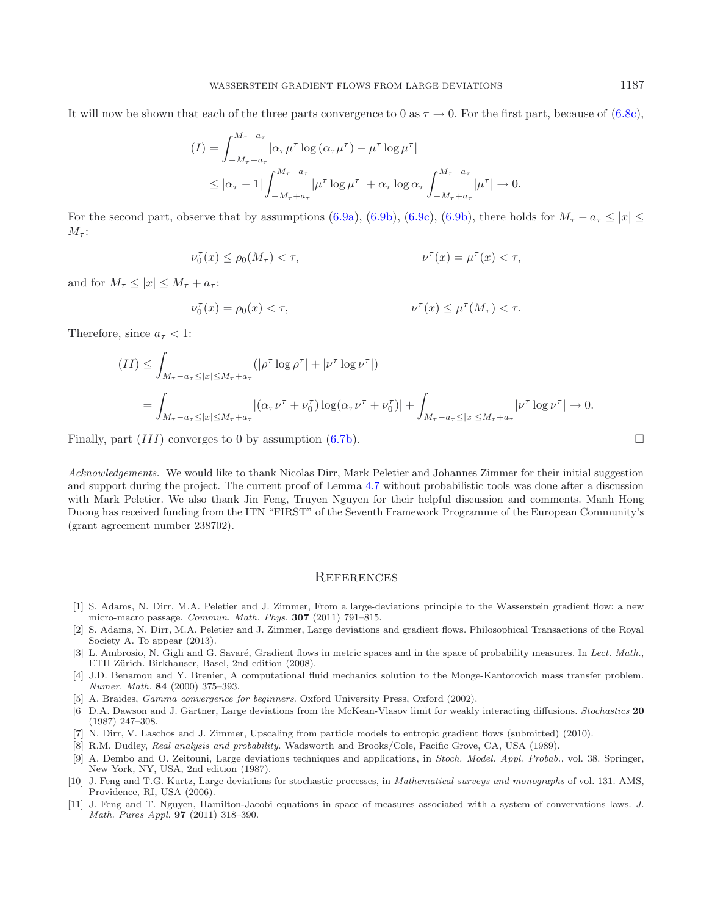It will now be shown that each of the three parts convergence to 0 as $\tau \to 0$. For the first part, because of (6.8c),

$$
\begin{aligned}
(I) &= \int_{-M_\tau + a_\tau}^{M_\tau - a_\tau} |\alpha_\tau \mu^\tau \log(\alpha_\tau \mu^\tau) - \mu^\tau \log \mu^\tau| \\
&\leq |\alpha_\tau - 1| \int_{-M_\tau + a_\tau}^{M_\tau - a_\tau} |\mu^\tau \log \mu^\tau| + \alpha_\tau \log \alpha_\tau \int_{-M_\tau + a_\tau}^{M_\tau - a_\tau} |\mu^\tau| \to 0.
\end{aligned}
$$

For the second part, observe that by assumptions (6.9a), (6.9b), (6.9c), (6.9b), there holds for $M_\tau - a_\tau \leq |x| \leq M_\tau$:

$$
\nu_0^\tau(x) \leq \rho_0(M_\tau) < \tau, \qquad\qquad \nu^\tau(x) = \mu^\tau(x) < \tau,
$$

and for $M_\tau \leq |x| \leq M_\tau + a_\tau$:

$$
\nu_0^\tau(x) = \rho_0(x) < \tau, \qquad\qquad \nu^\tau(x) \leq \mu^\tau(M_\tau) < \tau.
$$

Therefore, since $a_\tau < 1$:

$$
\begin{aligned}
(II) &\leq \int_{M_\tau - a_\tau \leq |x| \leq M_\tau + a_\tau} (|\rho^\tau \log \rho^\tau| + |\nu^\tau \log \nu^\tau|) \\
&= \int_{M_\tau - a_\tau \leq |x| \leq M_\tau + a_\tau} |(\alpha_\tau \nu^\tau + \nu_0^\tau) \log(\alpha_\tau \nu^\tau + \nu_0^\tau)| + \int_{M_\tau - a_\tau \leq |x| \leq M_\tau + a_\tau} |\nu^\tau \log \nu^\tau| \to 0.
\end{aligned}
$$

Finally, part $(III)$ converges to 0 by assumption (6.7b). □

*Acknowledgements.* We would like to thank Nicolas Dirr, Mark Peletier and Johannes Zimmer for their initial suggestion and support during the project. The current proof of Lemma 4.7 without probabilistic tools was done after a discussion with Mark Peletier. We also thank Jin Feng, Truyen Nguyen for their helpful discussion and comments. Manh Hong Duong has received funding from the ITN "FIRST" of the Seventh Framework Programme of the European Community's (grant agreement number 238702).

## References

[1] S. Adams, N. Dirr, M.A. Peletier and J. Zimmer, From a large-deviations principle to the Wasserstein gradient flow: a new micro-macro passage. *Commun. Math. Phys.* **307** (2011) 791–815.

[2] S. Adams, N. Dirr, M.A. Peletier and J. Zimmer, Large deviations and gradient flows. Philosophical Transactions of the Royal Society A. To appear (2013).

[3] L. Ambrosio, N. Gigli and G. Savaré, Gradient flows in metric spaces and in the space of probability measures. In *Lect. Math.*, ETH Zürich. Birkhauser, Basel, 2nd edition (2008).

[4] J.D. Benamou and Y. Brenier, A computational fluid mechanics solution to the Monge-Kantorovich mass transfer problem. *Numer. Math.* **84** (2000) 375–393.

[5] A. Braides, *Gamma convergence for beginners*. Oxford University Press, Oxford (2002).

[6] D.A. Dawson and J. Gärtner, Large deviations from the McKean-Vlasov limit for weakly interacting diffusions. *Stochastics* **20** (1987) 247–308.

[7] N. Dirr, V. Laschos and J. Zimmer, Upscaling from particle models to entropic gradient flows (submitted) (2010).

[8] R.M. Dudley, *Real analysis and probability*. Wadsworth and Brooks/Cole, Pacific Grove, CA, USA (1989).

[9] A. Dembo and O. Zeitouni, Large deviations techniques and applications, in *Stoch. Model. Appl. Probab.*, vol. 38. Springer, New York, NY, USA, 2nd edition (1987).

[10] J. Feng and T.G. Kurtz, Large deviations for stochastic processes, in *Mathematical surveys and monographs* of vol. 131. AMS, Providence, RI, USA (2006).

[11] J. Feng and T. Nguyen, Hamilton-Jacobi equations in space of measures associated with a system of convervations laws. *J. Math. Pures Appl.* **97** (2011) 318–390.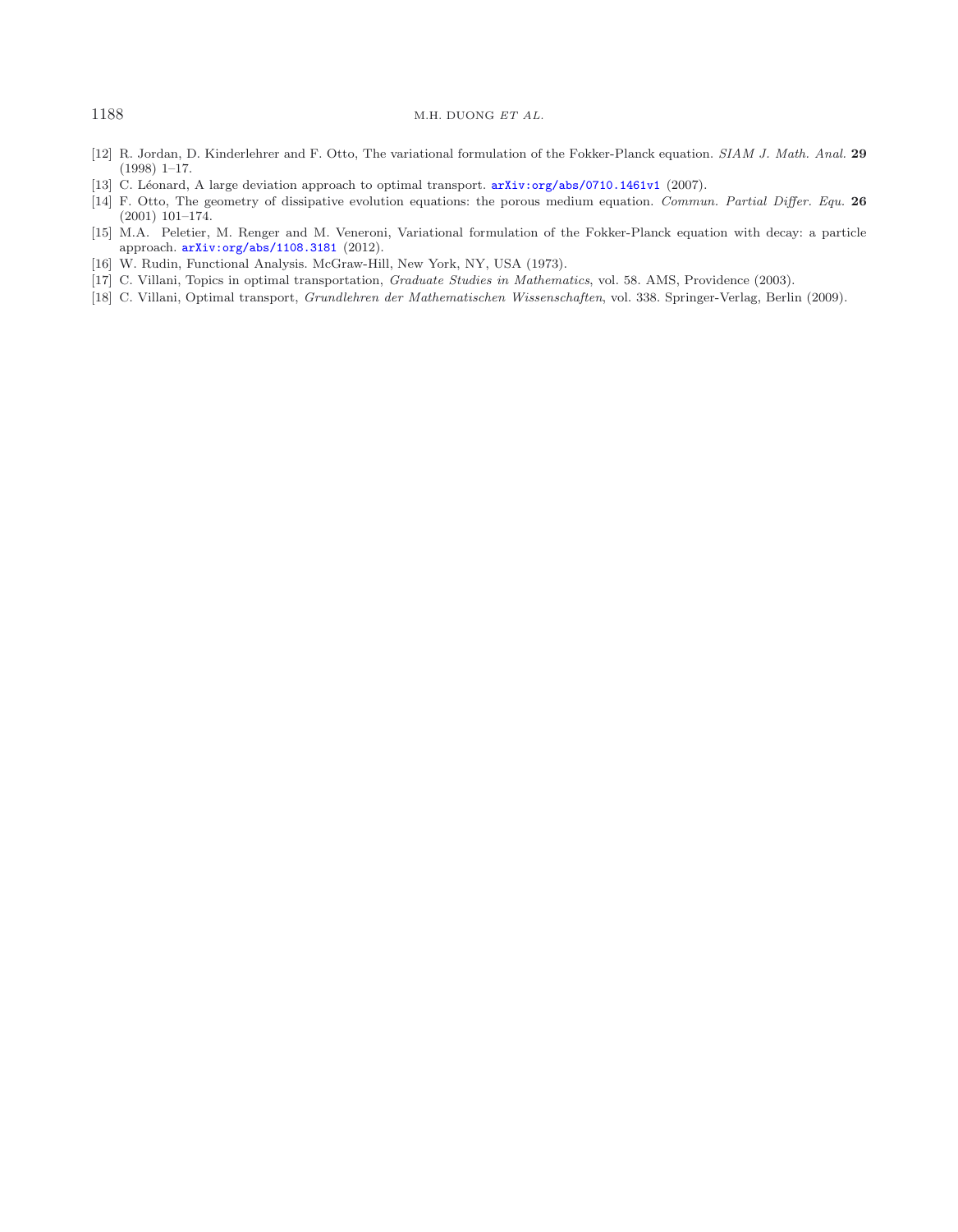[12] R. Jordan, D. Kinderlehrer and F. Otto, The variational formulation of the Fokker-Planck equation. *SIAM J. Math. Anal.* **29** (1998) 1–17.

[13] C. Léonard, A large deviation approach to optimal transport. arXiv:org/abs/0710.1461v1 (2007).

[14] F. Otto, The geometry of dissipative evolution equations: the porous medium equation. *Commun. Partial Differ. Equ.* **26** (2001) 101–174.

[15] M.A. Peletier, M. Renger and M. Veneroni, Variational formulation of the Fokker-Planck equation with decay: a particle approach. arXiv:org/abs/1108.3181 (2012).

[16] W. Rudin, Functional Analysis. McGraw-Hill, New York, NY, USA (1973).

[17] C. Villani, Topics in optimal transportation, *Graduate Studies in Mathematics*, vol. 58. AMS, Providence (2003).

[18] C. Villani, Optimal transport, *Grundlehren der Mathematischen Wissenschaften*, vol. 338. Springer-Verlag, Berlin (2009).